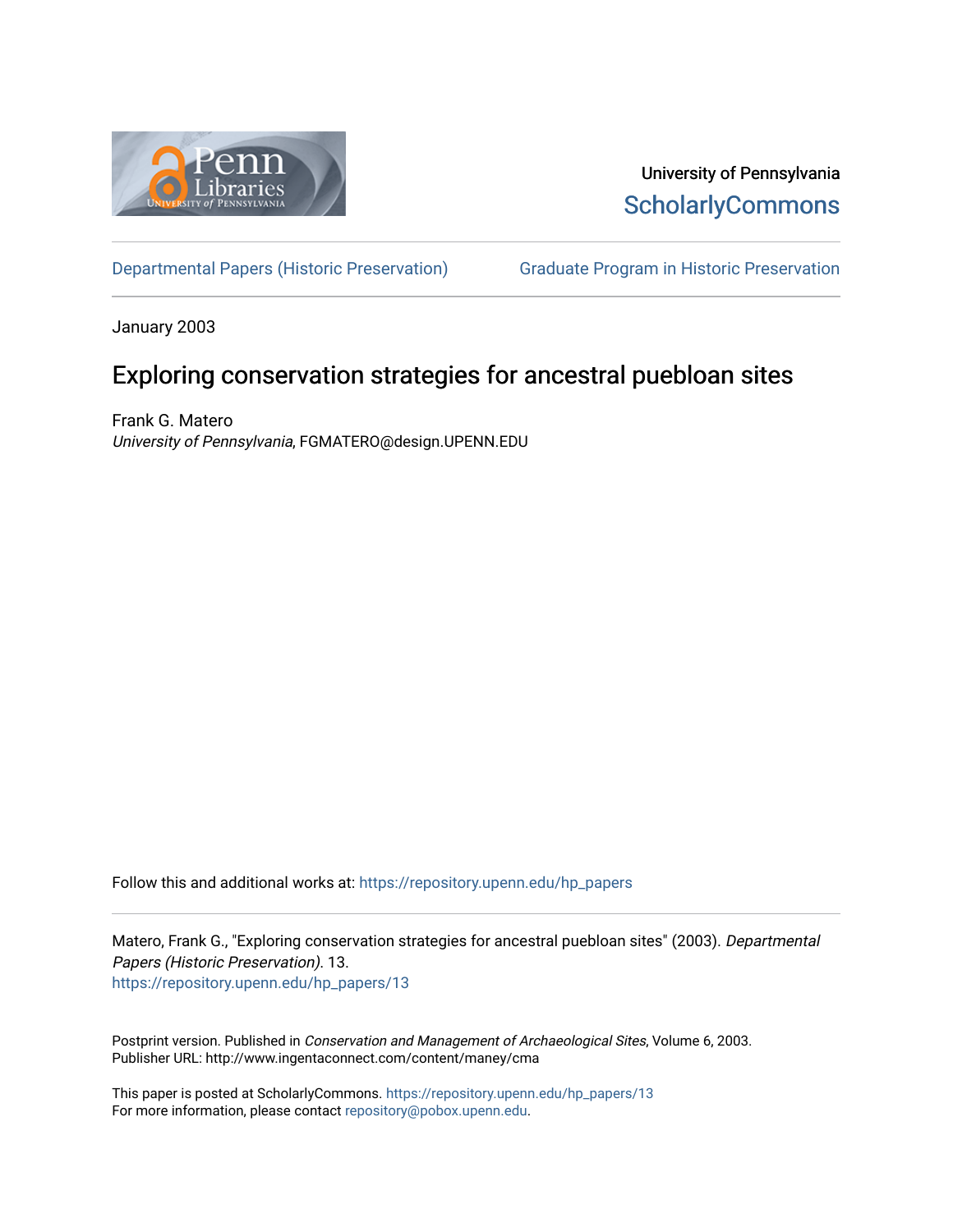University of Pennsylvania
ScholarlyCommons

Departmental Papers (Historic Preservation) | Graduate Program in Historic Preservation

January 2003

# Exploring conservation strategies for ancestral puebloan sites

Frank G. Matero
*University of Pennsylvania*, FGMATERO@design.UPENN.EDU

Follow this and additional works at: https://repository.upenn.edu/hp_papers

Matero, Frank G., "Exploring conservation strategies for ancestral puebloan sites" (2003). *Departmental Papers (Historic Preservation)*. 13.
https://repository.upenn.edu/hp_papers/13

Postprint version. Published in *Conservation and Management of Archaeological Sites*, Volume 6, 2003.
Publisher URL: http://www.ingentaconnect.com/content/maney/cma

This paper is posted at ScholarlyCommons. https://repository.upenn.edu/hp_papers/13
For more information, please contact repository@pobox.upenn.edu.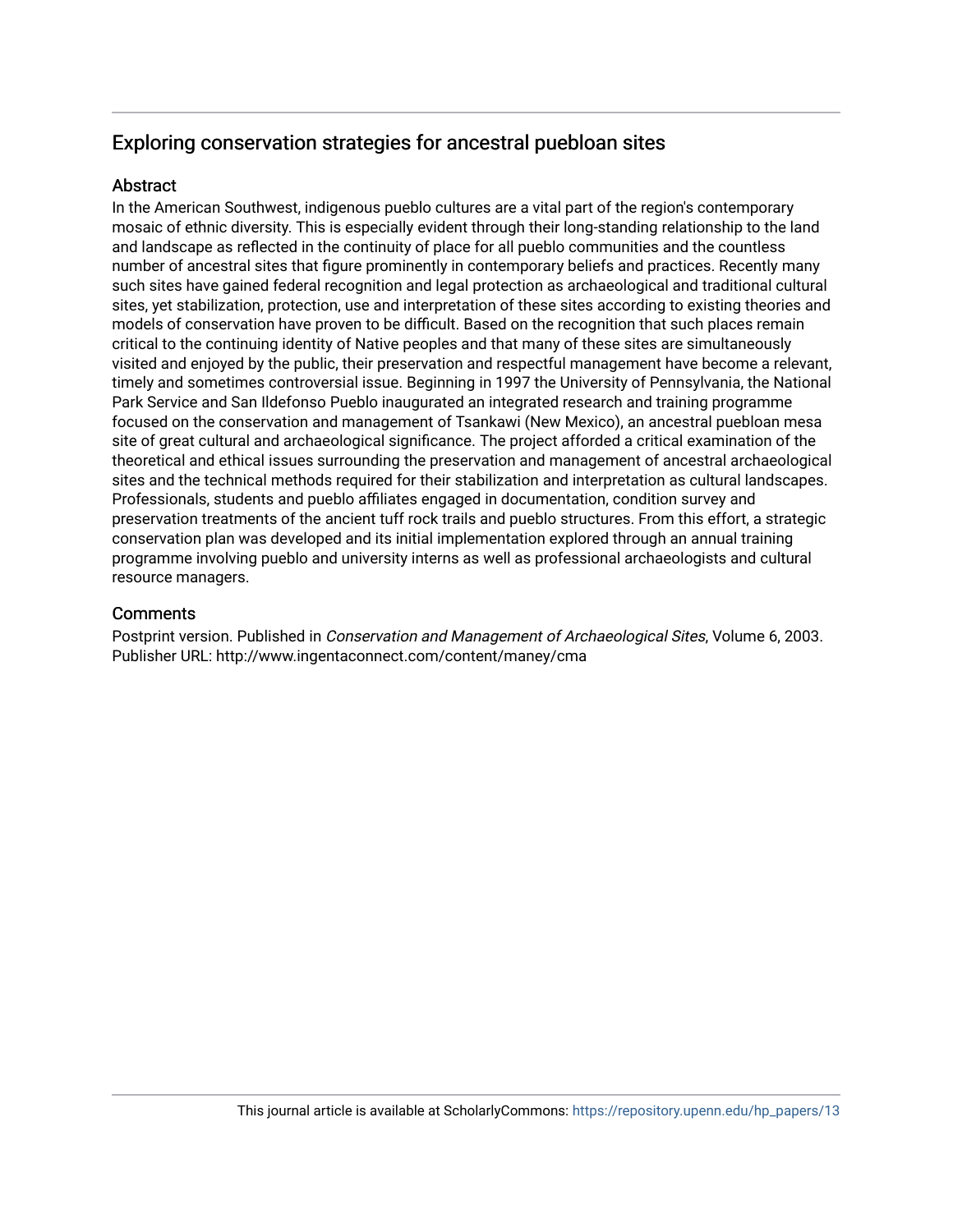## Exploring conservation strategies for ancestral puebloan sites

### Abstract

In the American Southwest, indigenous pueblo cultures are a vital part of the region's contemporary mosaic of ethnic diversity. This is especially evident through their long-standing relationship to the land and landscape as reflected in the continuity of place for all pueblo communities and the countless number of ancestral sites that figure prominently in contemporary beliefs and practices. Recently many such sites have gained federal recognition and legal protection as archaeological and traditional cultural sites, yet stabilization, protection, use and interpretation of these sites according to existing theories and models of conservation have proven to be difficult. Based on the recognition that such places remain critical to the continuing identity of Native peoples and that many of these sites are simultaneously visited and enjoyed by the public, their preservation and respectful management have become a relevant, timely and sometimes controversial issue. Beginning in 1997 the University of Pennsylvania, the National Park Service and San Ildefonso Pueblo inaugurated an integrated research and training programme focused on the conservation and management of Tsankawi (New Mexico), an ancestral puebloan mesa site of great cultural and archaeological significance. The project afforded a critical examination of the theoretical and ethical issues surrounding the preservation and management of ancestral archaeological sites and the technical methods required for their stabilization and interpretation as cultural landscapes. Professionals, students and pueblo affiliates engaged in documentation, condition survey and preservation treatments of the ancient tuff rock trails and pueblo structures. From this effort, a strategic conservation plan was developed and its initial implementation explored through an annual training programme involving pueblo and university interns as well as professional archaeologists and cultural resource managers.

### Comments

Postprint version. Published in *Conservation and Management of Archaeological Sites*, Volume 6, 2003.
Publisher URL: http://www.ingentaconnect.com/content/maney/cma

This journal article is available at ScholarlyCommons: https://repository.upenn.edu/hp_papers/13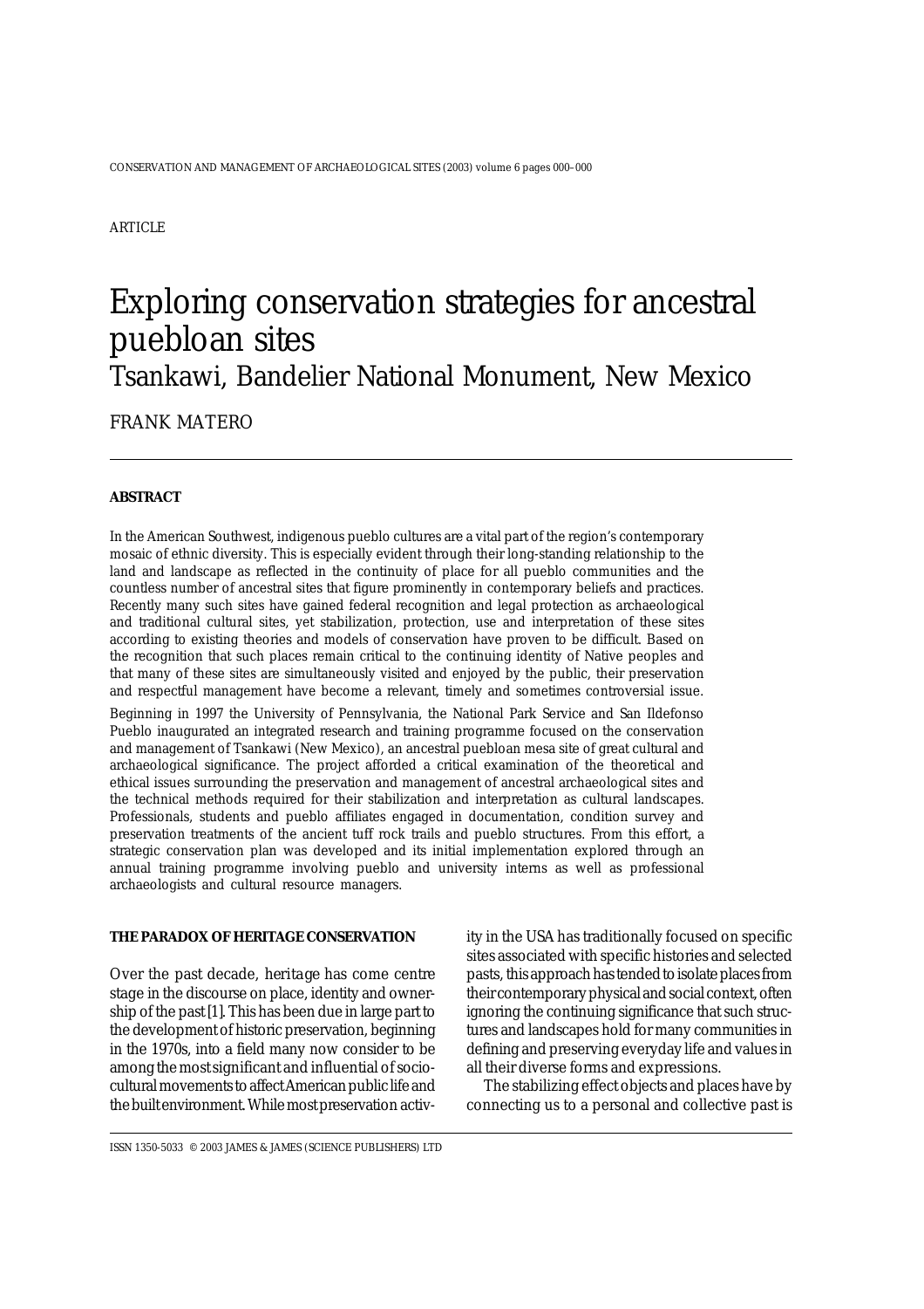ARTICLE

# Exploring conservation strategies for ancestral puebloan sites

## Tsankawi, Bandelier National Monument, New Mexico

FRANK MATERO

**ABSTRACT**

In the American Southwest, indigenous pueblo cultures are a vital part of the region's contemporary mosaic of ethnic diversity. This is especially evident through their long-standing relationship to the land and landscape as reflected in the continuity of place for all pueblo communities and the countless number of ancestral sites that figure prominently in contemporary beliefs and practices. Recently many such sites have gained federal recognition and legal protection as archaeological and traditional cultural sites, yet stabilization, protection, use and interpretation of these sites according to existing theories and models of conservation have proven to be difficult. Based on the recognition that such places remain critical to the continuing identity of Native peoples and that many of these sites are simultaneously visited and enjoyed by the public, their preservation and respectful management have become a relevant, timely and sometimes controversial issue.

Beginning in 1997 the University of Pennsylvania, the National Park Service and San Ildefonso Pueblo inaugurated an integrated research and training programme focused on the conservation and management of Tsankawi (New Mexico), an ancestral puebloan mesa site of great cultural and archaeological significance. The project afforded a critical examination of the theoretical and ethical issues surrounding the preservation and management of ancestral archaeological sites and the technical methods required for their stabilization and interpretation as cultural landscapes. Professionals, students and pueblo affiliates engaged in documentation, condition survey and preservation treatments of the ancient tuff rock trails and pueblo structures. From this effort, a strategic conservation plan was developed and its initial implementation explored through an annual training programme involving pueblo and university interns as well as professional archaeologists and cultural resource managers.

**THE PARADOX OF HERITAGE CONSERVATION**

Over the past decade, heritage has come centre stage in the discourse on place, identity and ownership of the past [1]. This has been due in large part to the development of historic preservation, beginning in the 1970s, into a field many now consider to be among the most significant and influential of socio-cultural movements to affect American public life and the built environment. While most preservation activity in the USA has traditionally focused on specific sites associated with specific histories and selected pasts, this approach has tended to isolate places from their contemporary physical and social context, often ignoring the continuing significance that such structures and landscapes hold for many communities in defining and preserving everyday life and values in all their diverse forms and expressions.

The stabilizing effect objects and places have by connecting us to a personal and collective past is

ISSN 1350-5033 © 2003 JAMES & JAMES (SCIENCE PUBLISHERS) LTD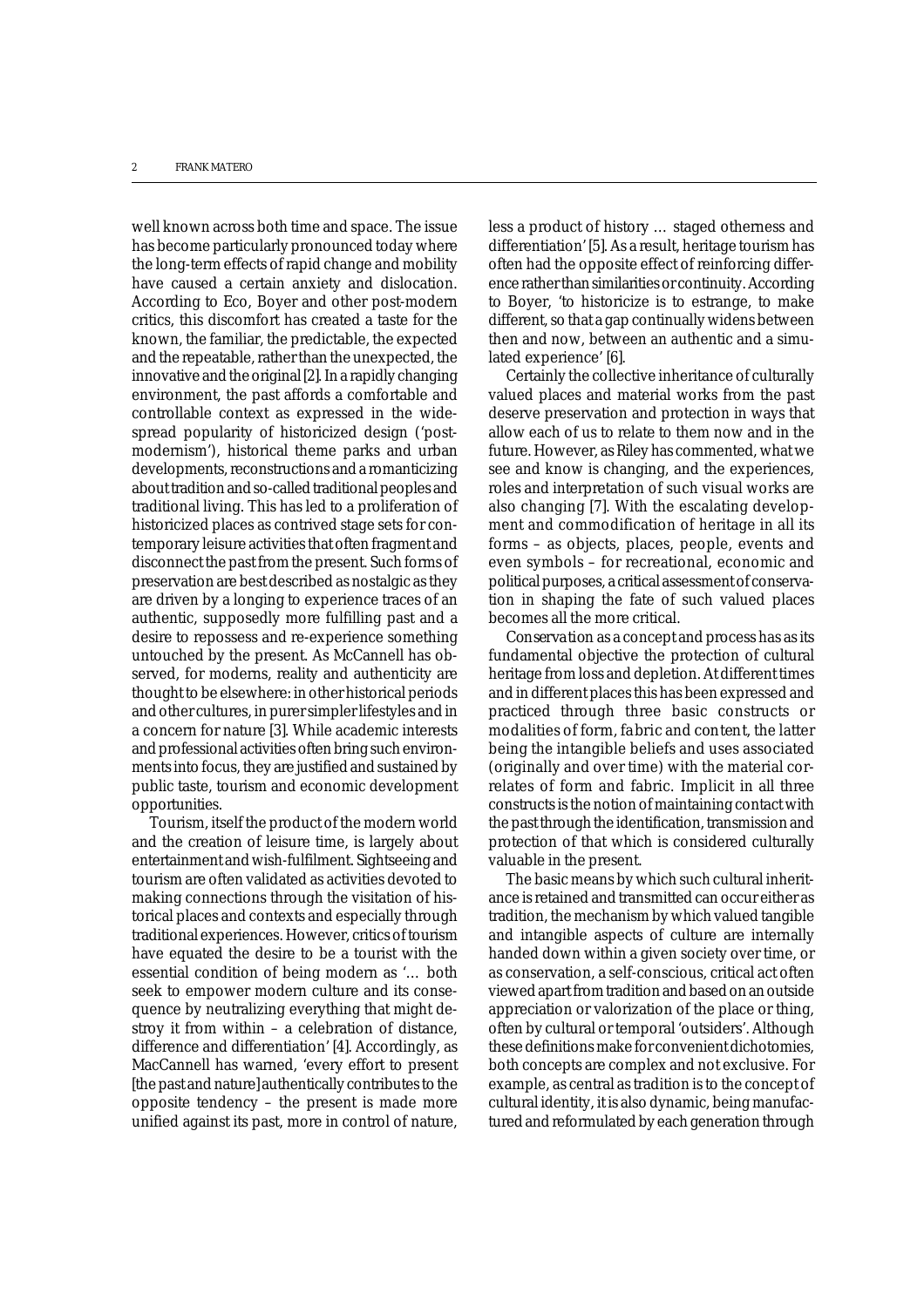well known across both time and space. The issue has become particularly pronounced today where the long-term effects of rapid change and mobility have caused a certain anxiety and dislocation. According to Eco, Boyer and other post-modern critics, this discomfort has created a taste for the known, the familiar, the predictable, the expected and the repeatable, rather than the unexpected, the innovative and the original [2]. In a rapidly changing environment, the past affords a comfortable and controllable context as expressed in the widespread popularity of historicized design ('post-modernism'), historical theme parks and urban developments, reconstructions and a romanticizing about tradition and so-called traditional peoples and traditional living. This has led to a proliferation of historicized places as contrived stage sets for contemporary leisure activities that often fragment and disconnect the past from the present. Such forms of preservation are best described as nostalgic as they are driven by a longing to experience traces of an authentic, supposedly more fulfilling past and a desire to repossess and re-experience something untouched by the present. As McCannell has observed, for moderns, reality and authenticity are thought to be elsewhere: in other historical periods and other cultures, in purer simpler lifestyles and in a concern for nature [3]. While academic interests and professional activities often bring such environments into focus, they are justified and sustained by public taste, tourism and economic development opportunities.

Tourism, itself the product of the modern world and the creation of leisure time, is largely about entertainment and wish-fulfilment. Sightseeing and tourism are often validated as activities devoted to making connections through the visitation of historical places and contexts and especially through traditional experiences. However, critics of tourism have equated the desire to be a tourist with the essential condition of being modern as '… both seek to empower modern culture and its consequence by neutralizing everything that might destroy it from within – a celebration of distance, difference and differentiation' [4]. Accordingly, as MacCannell has warned, 'every effort to present [the past and nature] authentically contributes to the opposite tendency – the present is made more unified against its past, more in control of nature, less a product of history … staged otherness and differentiation' [5]. As a result, heritage tourism has often had the opposite effect of reinforcing difference rather than similarities or continuity. According to Boyer, 'to historicize is to estrange, to make different, so that a gap continually widens between then and now, between an authentic and a simulated experience' [6].

Certainly the collective inheritance of culturally valued places and material works from the past deserve preservation and protection in ways that allow each of us to relate to them now and in the future. However, as Riley has commented, what we see and know is changing, and the experiences, roles and interpretation of such visual works are also changing [7]. With the escalating development and commodification of heritage in all its forms – as objects, places, people, events and even symbols – for recreational, economic and political purposes, a critical assessment of conservation in shaping the fate of such valued places becomes all the more critical.

*Conservation* as a concept and process has as its fundamental objective the protection of cultural heritage from loss and depletion. At different times and in different places this has been expressed and practiced through three basic constructs or modalities of form, fabric and content, the latter being the intangible beliefs and uses associated (originally and over time) with the material correlates of form and fabric. Implicit in all three constructs is the notion of maintaining contact with the past through the identification, transmission and protection of that which is considered culturally valuable in the present.

The basic means by which such cultural inheritance is retained and transmitted can occur either as tradition, the mechanism by which valued tangible and intangible aspects of culture are internally handed down within a given society over time, or as conservation, a self-conscious, critical act often viewed apart from tradition and based on an outside appreciation or valorization of the place or thing, often by cultural or temporal 'outsiders'. Although these definitions make for convenient dichotomies, both concepts are complex and not exclusive. For example, as central as tradition is to the concept of cultural identity, it is also dynamic, being manufactured and reformulated by each generation through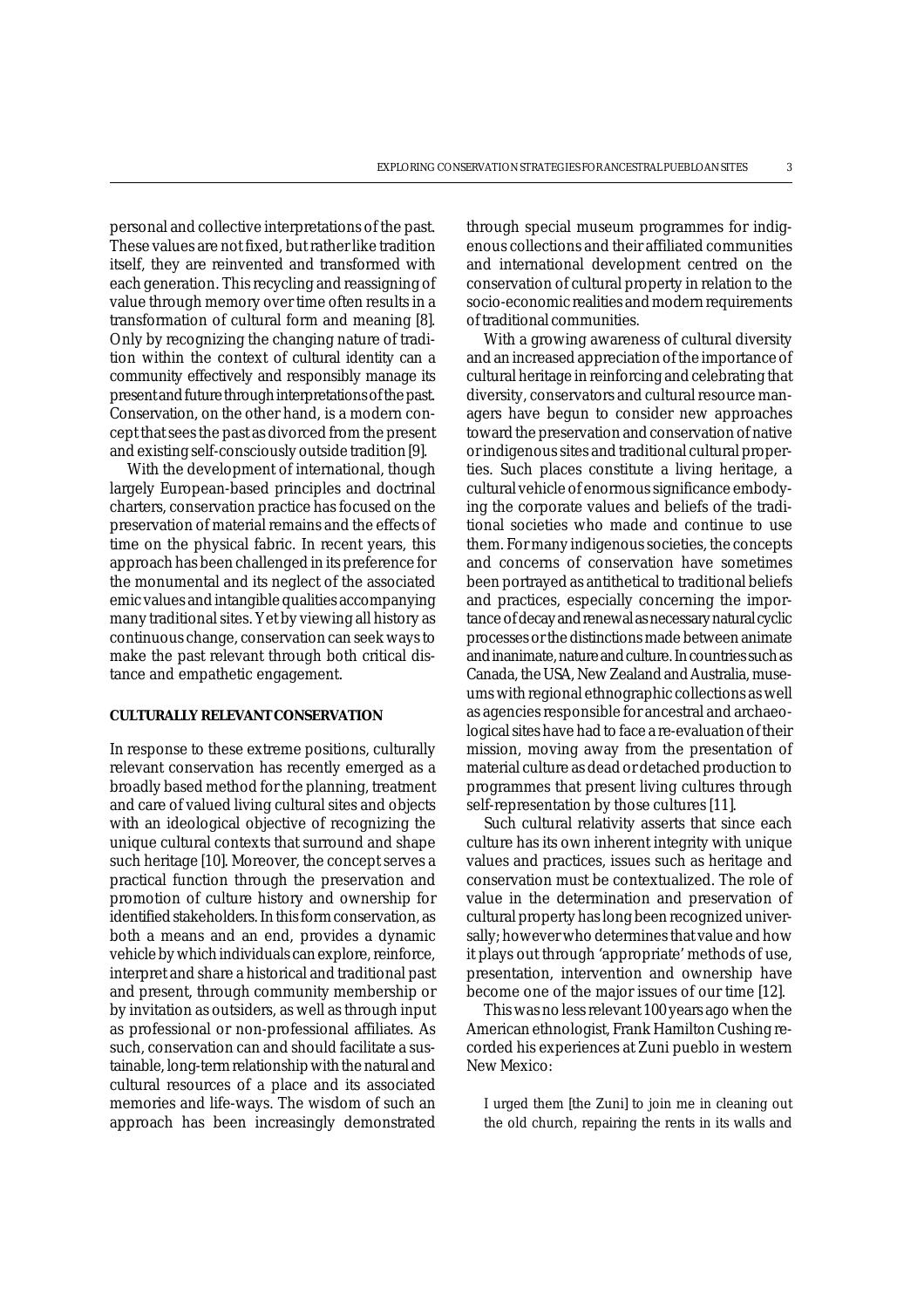personal and collective interpretations of the past. These values are not fixed, but rather like tradition itself, they are reinvented and transformed with each generation. This recycling and reassigning of value through memory over time often results in a transformation of cultural form and meaning [8]. Only by recognizing the changing nature of tradition within the context of cultural identity can a community effectively and responsibly manage its present and future through interpretations of the past. Conservation, on the other hand, is a modern concept that sees the past as divorced from the present and existing self-consciously outside tradition [9].

With the development of international, though largely European-based principles and doctrinal charters, conservation practice has focused on the preservation of material remains and the effects of time on the physical fabric. In recent years, this approach has been challenged in its preference for the monumental and its neglect of the associated emic values and intangible qualities accompanying many traditional sites. Yet by viewing all history as continuous change, conservation can seek ways to make the past relevant through both critical distance and empathetic engagement.

## CULTURALLY RELEVANT CONSERVATION

In response to these extreme positions, culturally relevant conservation has recently emerged as a broadly based method for the planning, treatment and care of valued living cultural sites and objects with an ideological objective of recognizing the unique cultural contexts that surround and shape such heritage [10]. Moreover, the concept serves a practical function through the preservation and promotion of culture history and ownership for identified stakeholders. In this form conservation, as both a means and an end, provides a dynamic vehicle by which individuals can explore, reinforce, interpret and share a historical and traditional past and present, through community membership or by invitation as outsiders, as well as through input as professional or non-professional affiliates. As such, conservation can and should facilitate a sustainable, long-term relationship with the natural and cultural resources of a place and its associated memories and life-ways. The wisdom of such an approach has been increasingly demonstrated through special museum programmes for indigenous collections and their affiliated communities and international development centred on the conservation of cultural property in relation to the socio-economic realities and modern requirements of traditional communities.

With a growing awareness of cultural diversity and an increased appreciation of the importance of cultural heritage in reinforcing and celebrating that diversity, conservators and cultural resource managers have begun to consider new approaches toward the preservation and conservation of native or indigenous sites and traditional cultural properties. Such places constitute a living heritage, a cultural vehicle of enormous significance embodying the corporate values and beliefs of the traditional societies who made and continue to use them. For many indigenous societies, the concepts and concerns of conservation have sometimes been portrayed as antithetical to traditional beliefs and practices, especially concerning the importance of decay and renewal as necessary natural cyclic processes or the distinctions made between animate and inanimate, nature and culture. In countries such as Canada, the USA, New Zealand and Australia, museums with regional ethnographic collections as well as agencies responsible for ancestral and archaeological sites have had to face a re-evaluation of their mission, moving away from the presentation of material culture as dead or detached production to programmes that present living cultures through self-representation by those cultures [11].

Such cultural relativity asserts that since each culture has its own inherent integrity with unique values and practices, issues such as heritage and conservation must be contextualized. The role of value in the determination and preservation of cultural property has long been recognized universally; however who determines that value and how it plays out through 'appropriate' methods of use, presentation, intervention and ownership have become one of the major issues of our time [12].

This was no less relevant 100 years ago when the American ethnologist, Frank Hamilton Cushing recorded his experiences at Zuni pueblo in western New Mexico:

> I urged them [the Zuni] to join me in cleaning out the old church, repairing the rents in its walls and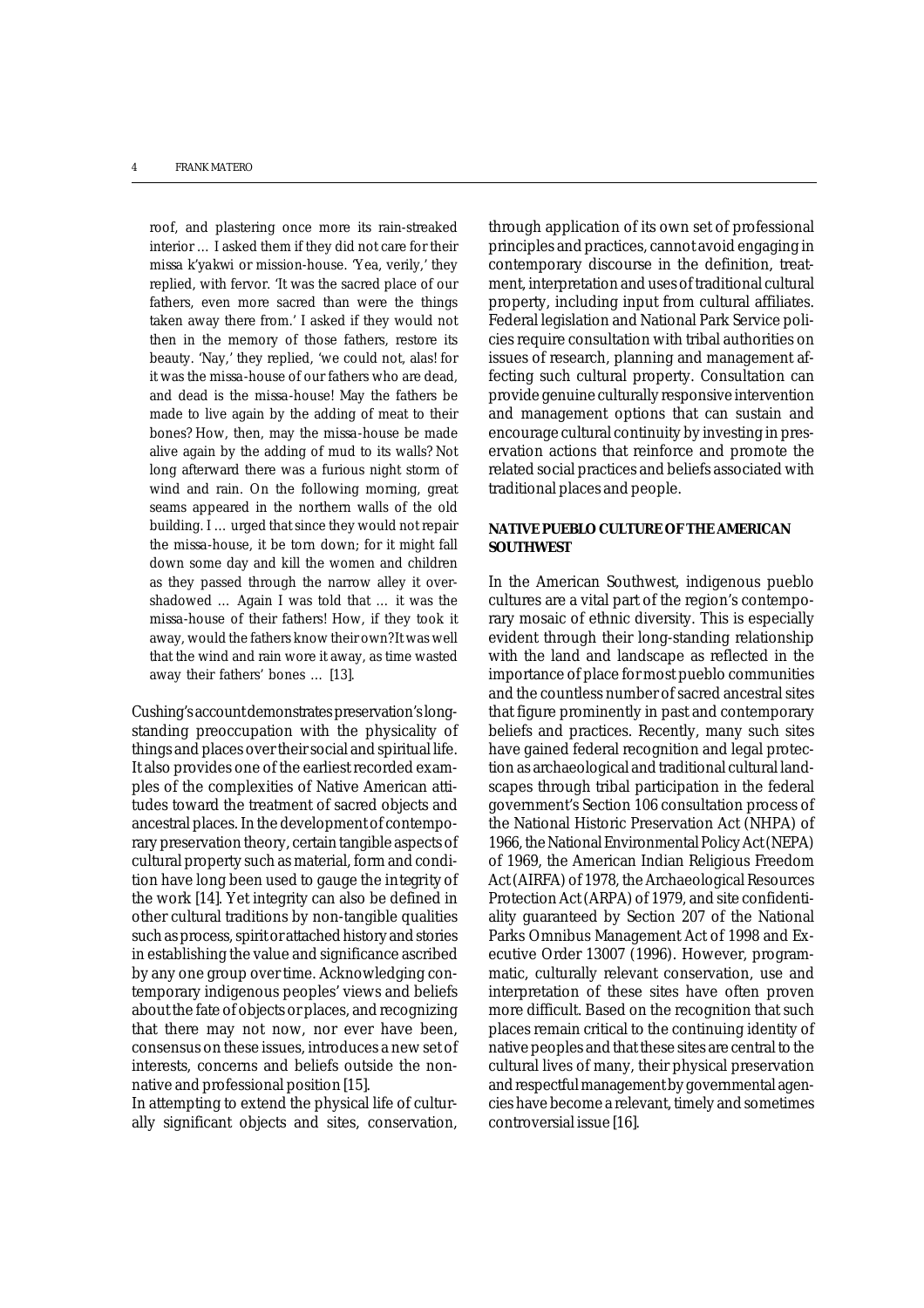roof, and plastering once more its rain-streaked interior … I asked them if they did not care for their missa k'yakwi or mission-house. 'Yea, verily,' they replied, with fervor. 'It was the sacred place of our fathers, even more sacred than were the things taken away there from.' I asked if they would not then in the memory of those fathers, restore its beauty. 'Nay,' they replied, 'we could not, alas! for it was the missa-house of our fathers who are dead, and dead is the missa-house! May the fathers be made to live again by the adding of meat to their bones? How, then, may the missa-house be made alive again by the adding of mud to its walls? Not long afterward there was a furious night storm of wind and rain. On the following morning, great seams appeared in the northern walls of the old building. I … urged that since they would not repair the missa-house, it be torn down; for it might fall down some day and kill the women and children as they passed through the narrow alley it overshadowed … Again I was told that … it was the missa-house of their fathers! How, if they took it away, would the fathers know their own? It was well that the wind and rain wore it away, as time wasted away their fathers' bones … [13].

Cushing's account demonstrates preservation's long-standing preoccupation with the physicality of things and places over their social and spiritual life. It also provides one of the earliest recorded examples of the complexities of Native American attitudes toward the treatment of sacred objects and ancestral places. In the development of contemporary preservation theory, certain tangible aspects of cultural property such as material, form and condition have long been used to gauge the integrity of the work [14]. Yet integrity can also be defined in other cultural traditions by non-tangible qualities such as process, spirit or attached history and stories in establishing the value and significance ascribed by any one group over time. Acknowledging contemporary indigenous peoples' views and beliefs about the fate of objects or places, and recognizing that there may not now, nor ever have been, consensus on these issues, introduces a new set of interests, concerns and beliefs outside the non-native and professional position [15].

In attempting to extend the physical life of culturally significant objects and sites, conservation, through application of its own set of professional principles and practices, cannot avoid engaging in contemporary discourse in the definition, treatment, interpretation and uses of traditional cultural property, including input from cultural affiliates. Federal legislation and National Park Service policies require consultation with tribal authorities on issues of research, planning and management affecting such cultural property. Consultation can provide genuine culturally responsive intervention and management options that can sustain and encourage cultural continuity by investing in preservation actions that reinforce and promote the related social practices and beliefs associated with traditional places and people.

## NATIVE PUEBLO CULTURE OF THE AMERICAN SOUTHWEST

In the American Southwest, indigenous pueblo cultures are a vital part of the region's contemporary mosaic of ethnic diversity. This is especially evident through their long-standing relationship with the land and landscape as reflected in the importance of place for most pueblo communities and the countless number of sacred ancestral sites that figure prominently in past and contemporary beliefs and practices. Recently, many such sites have gained federal recognition and legal protection as archaeological and traditional cultural landscapes through tribal participation in the federal government's Section 106 consultation process of the National Historic Preservation Act (NHPA) of 1966, the National Environmental Policy Act (NEPA) of 1969, the American Indian Religious Freedom Act (AIRFA) of 1978, the Archaeological Resources Protection Act (ARPA) of 1979, and site confidentiality guaranteed by Section 207 of the National Parks Omnibus Management Act of 1998 and Executive Order 13007 (1996). However, programmatic, culturally relevant conservation, use and interpretation of these sites have often proven more difficult. Based on the recognition that such places remain critical to the continuing identity of native peoples and that these sites are central to the cultural lives of many, their physical preservation and respectful management by governmental agencies have become a relevant, timely and sometimes controversial issue [16].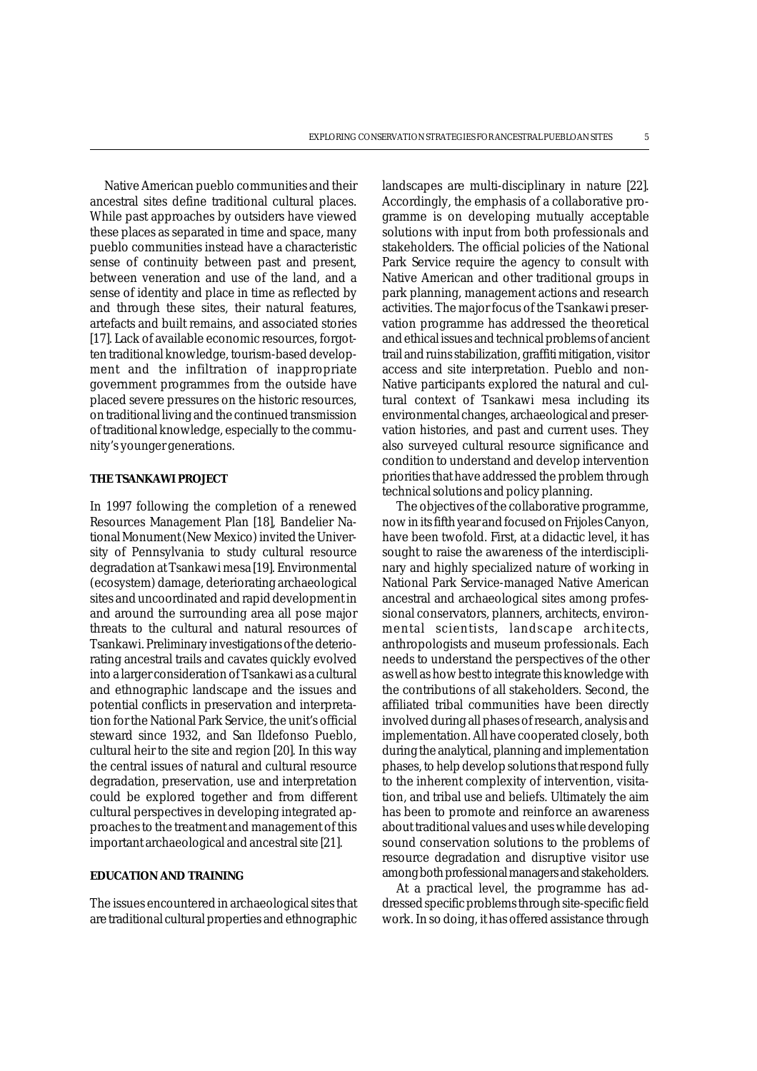Native American pueblo communities and their ancestral sites define traditional cultural places. While past approaches by outsiders have viewed these places as separated in time and space, many pueblo communities instead have a characteristic sense of continuity between past and present, between veneration and use of the land, and a sense of identity and place in time as reflected by and through these sites, their natural features, artefacts and built remains, and associated stories [17]. Lack of available economic resources, forgotten traditional knowledge, tourism-based development and the infiltration of inappropriate government programmes from the outside have placed severe pressures on the historic resources, on traditional living and the continued transmission of traditional knowledge, especially to the community's younger generations.

## THE TSANKAWI PROJECT

In 1997 following the completion of a renewed Resources Management Plan [18], Bandelier National Monument (New Mexico) invited the University of Pennsylvania to study cultural resource degradation at Tsankawi mesa [19]. Environmental (ecosystem) damage, deteriorating archaeological sites and uncoordinated and rapid development in and around the surrounding area all pose major threats to the cultural and natural resources of Tsankawi. Preliminary investigations of the deteriorating ancestral trails and cavates quickly evolved into a larger consideration of Tsankawi as a cultural and ethnographic landscape and the issues and potential conflicts in preservation and interpretation for the National Park Service, the unit's official steward since 1932, and San Ildefonso Pueblo, cultural heir to the site and region [20]. In this way the central issues of natural and cultural resource degradation, preservation, use and interpretation could be explored together and from different cultural perspectives in developing integrated approaches to the treatment and management of this important archaeological and ancestral site [21].

## EDUCATION AND TRAINING

The issues encountered in archaeological sites that are traditional cultural properties and ethnographic landscapes are multi-disciplinary in nature [22]. Accordingly, the emphasis of a collaborative programme is on developing mutually acceptable solutions with input from both professionals and stakeholders. The official policies of the National Park Service require the agency to consult with Native American and other traditional groups in park planning, management actions and research activities. The major focus of the Tsankawi preservation programme has addressed the theoretical and ethical issues and technical problems of ancient trail and ruins stabilization, graffiti mitigation, visitor access and site interpretation. Pueblo and non-Native participants explored the natural and cultural context of Tsankawi mesa including its environmental changes, archaeological and preservation histories, and past and current uses. They also surveyed cultural resource significance and condition to understand and develop intervention priorities that have addressed the problem through technical solutions and policy planning.

The objectives of the collaborative programme, now in its fifth year and focused on Frijoles Canyon, have been twofold. First, at a didactic level, it has sought to raise the awareness of the interdisciplinary and highly specialized nature of working in National Park Service-managed Native American ancestral and archaeological sites among professional conservators, planners, architects, environmental scientists, landscape architects, anthropologists and museum professionals. Each needs to understand the perspectives of the other as well as how best to integrate this knowledge with the contributions of all stakeholders. Second, the affiliated tribal communities have been directly involved during all phases of research, analysis and implementation. All have cooperated closely, both during the analytical, planning and implementation phases, to help develop solutions that respond fully to the inherent complexity of intervention, visitation, and tribal use and beliefs. Ultimately the aim has been to promote and reinforce an awareness about traditional values and uses while developing sound conservation solutions to the problems of resource degradation and disruptive visitor use among both professional managers and stakeholders.

At a practical level, the programme has addressed specific problems through site-specific field work. In so doing, it has offered assistance through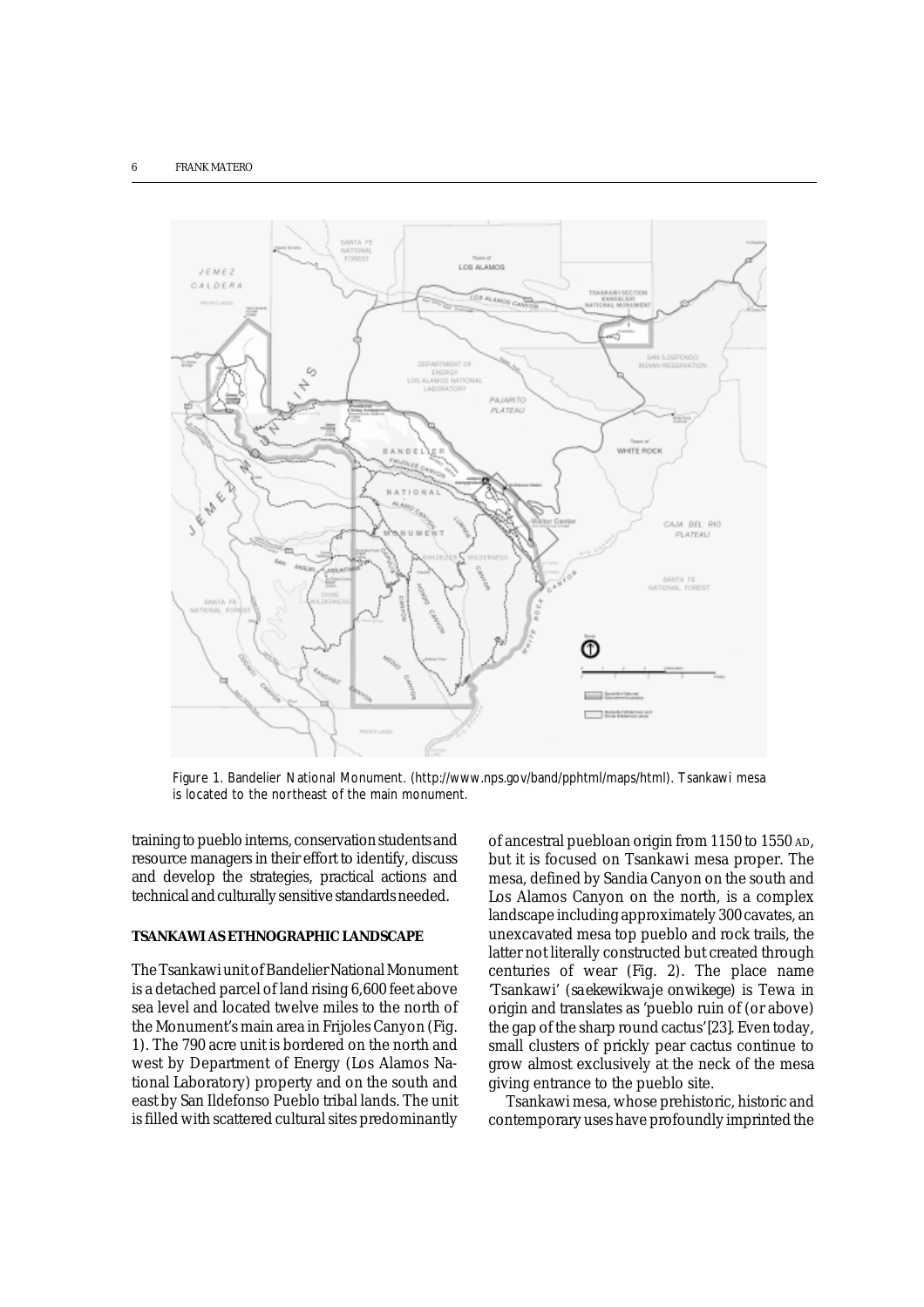Figure 1. Bandelier National Monument. (http://www.nps.gov/band/pphtml/maps/html). Tsankawi mesa is located to the northeast of the main monument.

training to pueblo interns, conservation students and resource managers in their effort to identify, discuss and develop the strategies, practical actions and technical and culturally sensitive standards needed.

## TSANKAWI AS ETHNOGRAPHIC LANDSCAPE

The Tsankawi unit of Bandelier National Monument is a detached parcel of land rising 6,600 feet above sea level and located twelve miles to the north of the Monument's main area in Frijoles Canyon (Fig. 1). The 790 acre unit is bordered on the north and west by Department of Energy (Los Alamos National Laboratory) property and on the south and east by San Ildefonso Pueblo tribal lands. The unit is filled with scattered cultural sites predominantly of ancestral puebloan origin from 1150 to 1550 AD, but it is focused on Tsankawi mesa proper. The mesa, defined by Sandia Canyon on the south and Los Alamos Canyon on the north, is a complex landscape including approximately 300 cavates, an unexcavated mesa top pueblo and rock trails, the latter not literally constructed but created through centuries of wear (Fig. 2). The place name 'Tsankawi' (saekewikwaje onwikege) is Tewa in origin and translates as 'pueblo ruin of (or above) the gap of the sharp round cactus'[23]. Even today, small clusters of prickly pear cactus continue to grow almost exclusively at the neck of the mesa giving entrance to the pueblo site.

Tsankawi mesa, whose prehistoric, historic and contemporary uses have profoundly imprinted the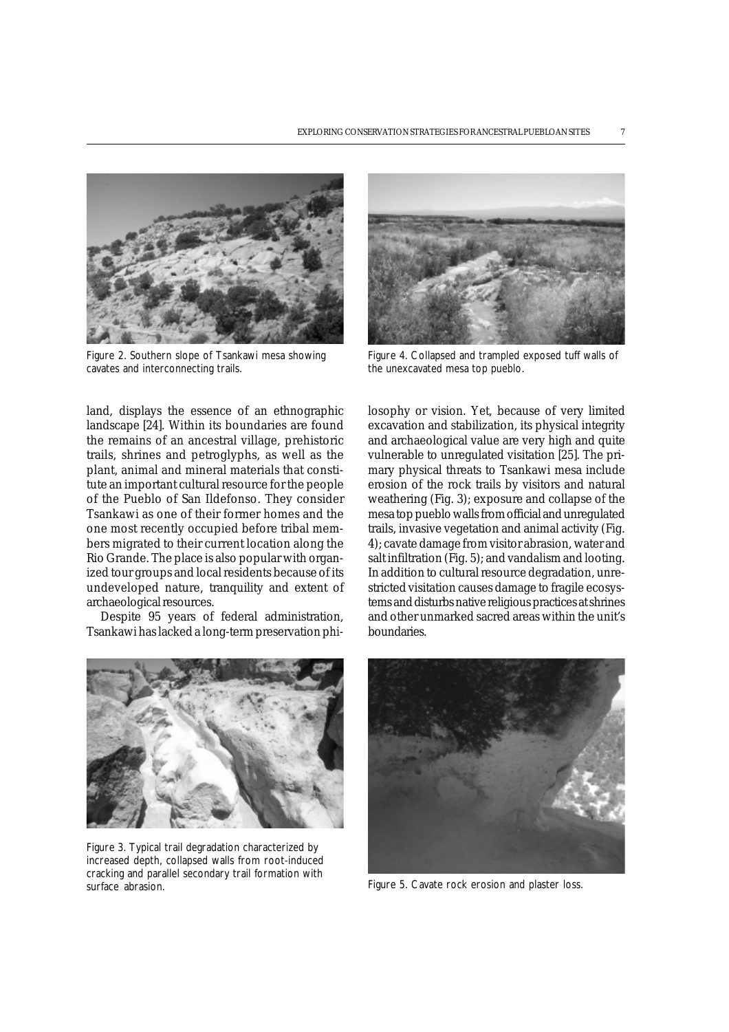Figure 2. Southern slope of Tsankawi mesa showing cavates and interconnecting trails.

Figure 4. Collapsed and trampled exposed tuff walls of the unexcavated mesa top pueblo.

land, displays the essence of an ethnographic landscape [24]. Within its boundaries are found the remains of an ancestral village, prehistoric trails, shrines and petroglyphs, as well as the plant, animal and mineral materials that constitute an important cultural resource for the people of the Pueblo of San Ildefonso. They consider Tsankawi as one of their former homes and the one most recently occupied before tribal members migrated to their current location along the Rio Grande. The place is also popular with organized tour groups and local residents because of its undeveloped nature, tranquility and extent of archaeological resources.

Despite 95 years of federal administration, Tsankawi has lacked a long-term preservation philosophy or vision. Yet, because of very limited excavation and stabilization, its physical integrity and archaeological value are very high and quite vulnerable to unregulated visitation [25]. The primary physical threats to Tsankawi mesa include erosion of the rock trails by visitors and natural weathering (Fig. 3); exposure and collapse of the mesa top pueblo walls from official and unregulated trails, invasive vegetation and animal activity (Fig. 4); cavate damage from visitor abrasion, water and salt infiltration (Fig. 5); and vandalism and looting. In addition to cultural resource degradation, unrestricted visitation causes damage to fragile ecosystems and disturbs native religious practices at shrines and other unmarked sacred areas within the unit's boundaries.

Figure 3. Typical trail degradation characterized by increased depth, collapsed walls from root-induced cracking and parallel secondary trail formation with surface abrasion.

Figure 5. Cavate rock erosion and plaster loss.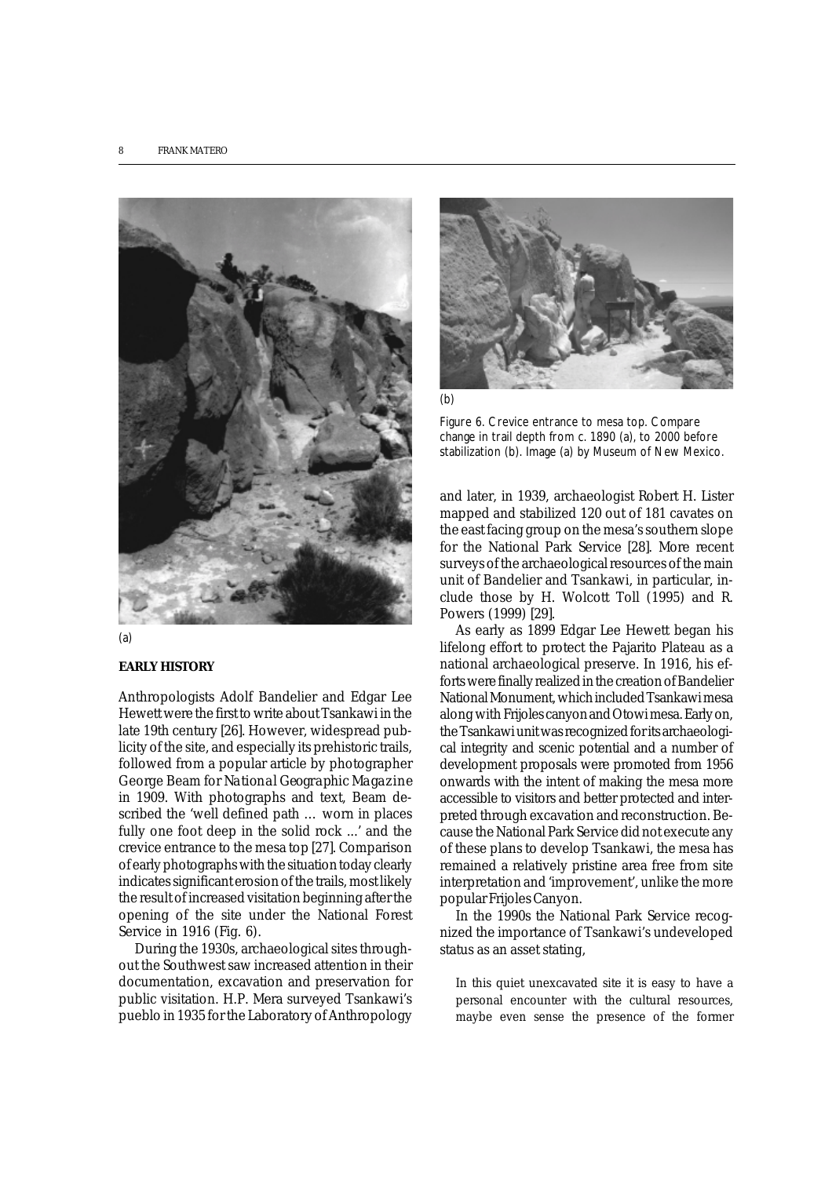(a)

(b)

Figure 6. Crevice entrance to mesa top. Compare change in trail depth from c. 1890 (a), to 2000 before stabilization (b). Image (a) by Museum of New Mexico.

## EARLY HISTORY

Anthropologists Adolf Bandelier and Edgar Lee Hewett were the first to write about Tsankawi in the late 19th century [26]. However, widespread publicity of the site, and especially its prehistoric trails, followed from a popular article by photographer George Beam for *National Geographic Magazine* in 1909. With photographs and text, Beam described the 'well defined path … worn in places fully one foot deep in the solid rock ...' and the crevice entrance to the mesa top [27]. Comparison of early photographs with the situation today clearly indicates significant erosion of the trails, most likely the result of increased visitation beginning after the opening of the site under the National Forest Service in 1916 (Fig. 6).

During the 1930s, archaeological sites throughout the Southwest saw increased attention in their documentation, excavation and preservation for public visitation. H.P. Mera surveyed Tsankawi's pueblo in 1935 for the Laboratory of Anthropology and later, in 1939, archaeologist Robert H. Lister mapped and stabilized 120 out of 181 cavates on the east facing group on the mesa's southern slope for the National Park Service [28]. More recent surveys of the archaeological resources of the main unit of Bandelier and Tsankawi, in particular, include those by H. Wolcott Toll (1995) and R. Powers (1999) [29].

As early as 1899 Edgar Lee Hewett began his lifelong effort to protect the Pajarito Plateau as a national archaeological preserve. In 1916, his efforts were finally realized in the creation of Bandelier National Monument, which included Tsankawi mesa along with Frijoles canyon and Otowi mesa. Early on, the Tsankawi unit was recognized for its archaeological integrity and scenic potential and a number of development proposals were promoted from 1956 onwards with the intent of making the mesa more accessible to visitors and better protected and interpreted through excavation and reconstruction. Because the National Park Service did not execute any of these plans to develop Tsankawi, the mesa has remained a relatively pristine area free from site interpretation and 'improvement', unlike the more popular Frijoles Canyon.

In the 1990s the National Park Service recognized the importance of Tsankawi's undeveloped status as an asset stating,

> In this quiet unexcavated site it is easy to have a personal encounter with the cultural resources, maybe even sense the presence of the former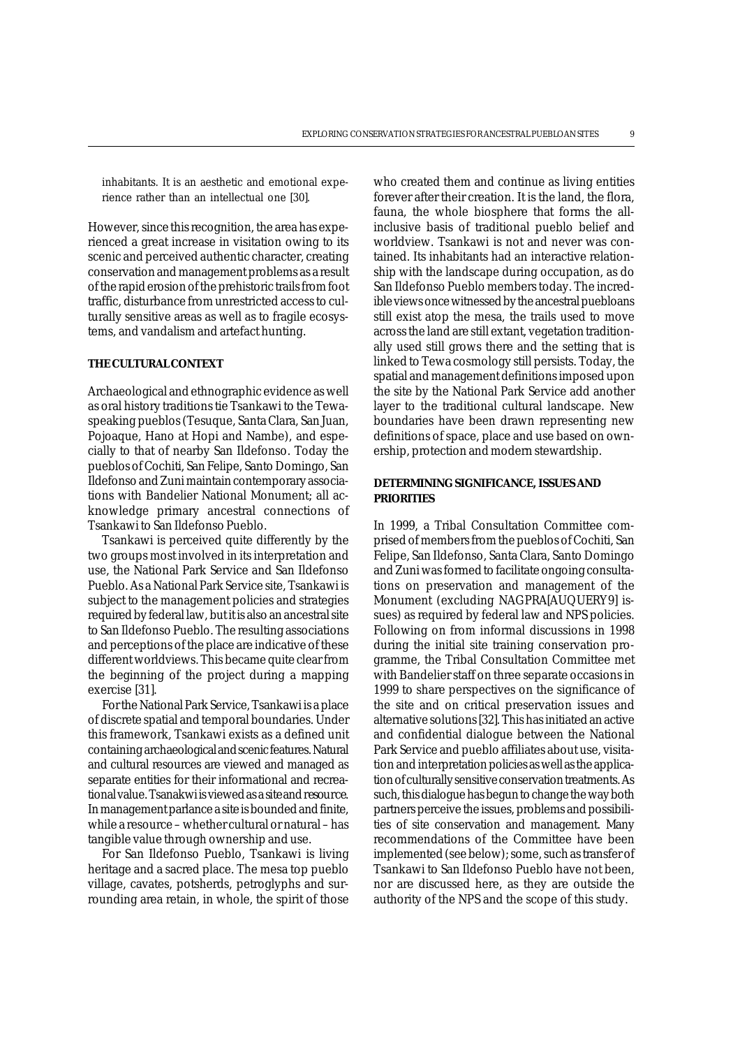inhabitants. It is an aesthetic and emotional experience rather than an intellectual one [30].

However, since this recognition, the area has experienced a great increase in visitation owing to its scenic and perceived authentic character, creating conservation and management problems as a result of the rapid erosion of the prehistoric trails from foot traffic, disturbance from unrestricted access to culturally sensitive areas as well as to fragile ecosystems, and vandalism and artefact hunting.

## THE CULTURAL CONTEXT

Archaeological and ethnographic evidence as well as oral history traditions tie Tsankawi to the Tewa-speaking pueblos (Tesuque, Santa Clara, San Juan, Pojoaque, Hano at Hopi and Nambe), and especially to that of nearby San Ildefonso. Today the pueblos of Cochiti, San Felipe, Santo Domingo, San Ildefonso and Zuni maintain contemporary associations with Bandelier National Monument; all acknowledge primary ancestral connections of Tsankawi to San Ildefonso Pueblo.

Tsankawi is perceived quite differently by the two groups most involved in its interpretation and use, the National Park Service and San Ildefonso Pueblo. As a National Park Service site, Tsankawi is subject to the management policies and strategies required by federal law, but it is also an ancestral site to San Ildefonso Pueblo. The resulting associations and perceptions of the place are indicative of these different worldviews. This became quite clear from the beginning of the project during a mapping exercise [31].

For the National Park Service, Tsankawi is a place of discrete spatial and temporal boundaries. Under this framework, Tsankawi exists as a defined unit containing archaeological and scenic features. Natural and cultural resources are viewed and managed as separate entities for their informational and recreational value. Tsanakwi is viewed as a site and resource. In management parlance a site is bounded and finite, while a resource – whether cultural or natural – has tangible value through ownership and use.

For San Ildefonso Pueblo, Tsankawi is living heritage and a sacred place. The mesa top pueblo village, cavates, potsherds, petroglyphs and surrounding area retain, in whole, the spirit of those who created them and continue as living entities forever after their creation. It is the land, the flora, fauna, the whole biosphere that forms the all-inclusive basis of traditional pueblo belief and worldview. Tsankawi is not and never was contained. Its inhabitants had an interactive relationship with the landscape during occupation, as do San Ildefonso Pueblo members today. The incredible views once witnessed by the ancestral puebloans still exist atop the mesa, the trails used to move across the land are still extant, vegetation traditionally used still grows there and the setting that is linked to Tewa cosmology still persists. Today, the spatial and management definitions imposed upon the site by the National Park Service add another layer to the traditional cultural landscape. New boundaries have been drawn representing new definitions of space, place and use based on ownership, protection and modern stewardship.

## DETERMINING SIGNIFICANCE, ISSUES AND PRIORITIES

In 1999, a Tribal Consultation Committee comprised of members from the pueblos of Cochiti, San Felipe, San Ildefonso, Santa Clara, Santo Domingo and Zuni was formed to facilitate ongoing consultations on preservation and management of the Monument (excluding NAGPRA[AUQUERY9] issues) as required by federal law and NPS policies. Following on from informal discussions in 1998 during the initial site training conservation programme, the Tribal Consultation Committee met with Bandelier staff on three separate occasions in 1999 to share perspectives on the significance of the site and on critical preservation issues and alternative solutions [32]. This has initiated an active and confidential dialogue between the National Park Service and pueblo affiliates about use, visitation and interpretation policies as well as the application of culturally sensitive conservation treatments. As such, this dialogue has begun to change the way both partners perceive the issues, problems and possibilities of site conservation and management. Many recommendations of the Committee have been implemented (see below); some, such as transfer of Tsankawi to San Ildefonso Pueblo have not been, nor are discussed here, as they are outside the authority of the NPS and the scope of this study.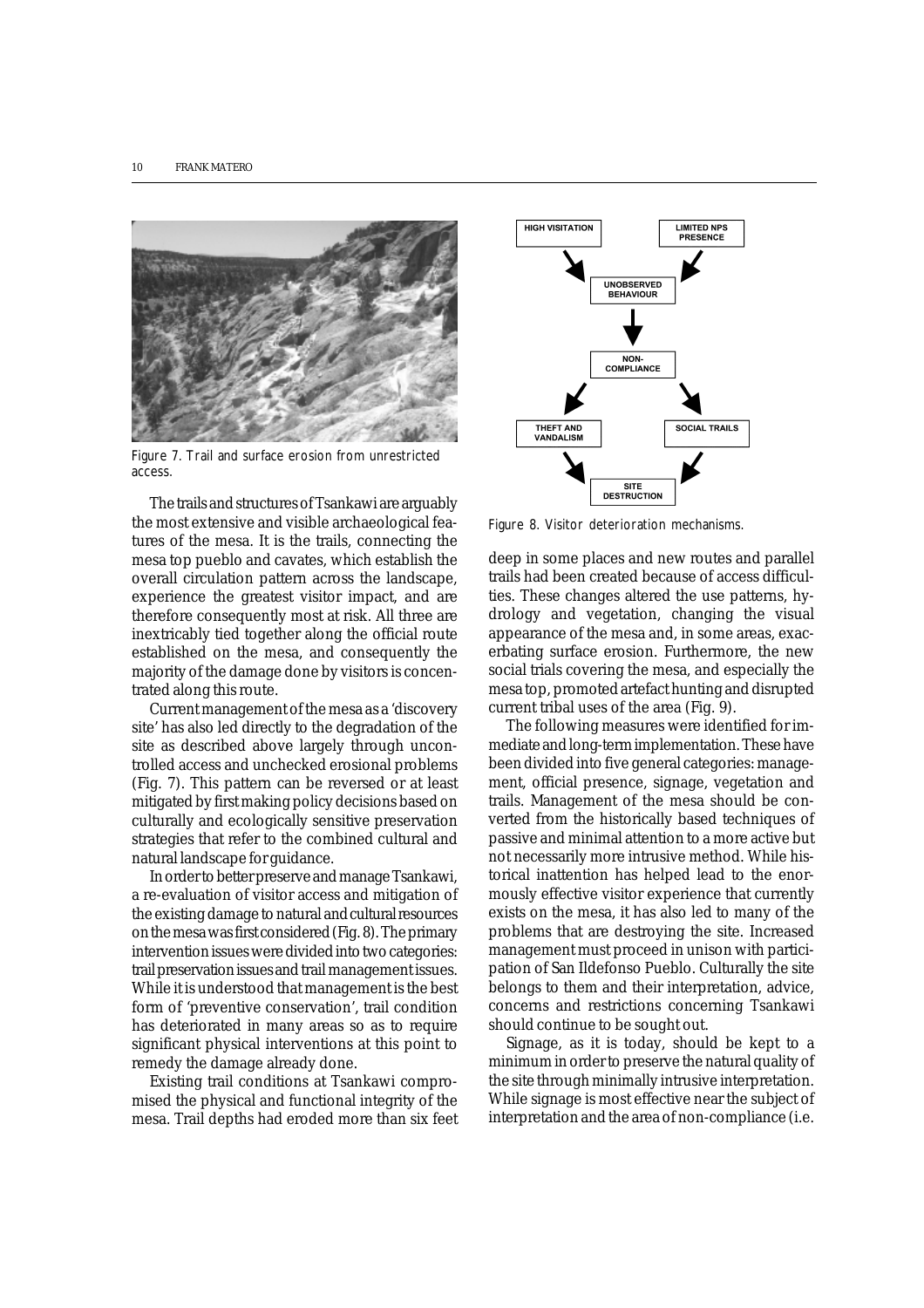Figure 7. Trail and surface erosion from unrestricted access.

The trails and structures of Tsankawi are arguably the most extensive and visible archaeological features of the mesa. It is the trails, connecting the mesa top pueblo and cavates, which establish the overall circulation pattern across the landscape, experience the greatest visitor impact, and are therefore consequently most at risk. All three are inextricably tied together along the official route established on the mesa, and consequently the majority of the damage done by visitors is concentrated along this route.

Current management of the mesa as a 'discovery site' has also led directly to the degradation of the site as described above largely through uncontrolled access and unchecked erosional problems (Fig. 7). This pattern can be reversed or at least mitigated by first making policy decisions based on culturally and ecologically sensitive preservation strategies that refer to the combined cultural and natural landscape for guidance.

In order to better preserve and manage Tsankawi, a re-evaluation of visitor access and mitigation of the existing damage to natural and cultural resources on the mesa was first considered (Fig. 8). The primary intervention issues were divided into two categories: trail preservation issues and trail management issues. While it is understood that management is the best form of 'preventive conservation', trail condition has deteriorated in many areas so as to require significant physical interventions at this point to remedy the damage already done.

Existing trail conditions at Tsankawi compromised the physical and functional integrity of the mesa. Trail depths had eroded more than six feet deep in some places and new routes and parallel trails had been created because of access difficulties. These changes altered the use patterns, hydrology and vegetation, changing the visual appearance of the mesa and, in some areas, exacerbating surface erosion. Furthermore, the new social trials covering the mesa, and especially the mesa top, promoted artefact hunting and disrupted current tribal uses of the area (Fig. 9).

HIGH VISITATION → UNOBSERVED BEHAVIOUR ← LIMITED NPS PRESENCE

UNOBSERVED BEHAVIOUR → NON-COMPLIANCE → THEFT AND VANDALISM / SOCIAL TRAILS → SITE DESTRUCTION

Figure 8. Visitor deterioration mechanisms.

The following measures were identified for immediate and long-term implementation. These have been divided into five general categories: management, official presence, signage, vegetation and trails. Management of the mesa should be converted from the historically based techniques of passive and minimal attention to a more active but not necessarily more intrusive method. While historical inattention has helped lead to the enormously effective visitor experience that currently exists on the mesa, it has also led to many of the problems that are destroying the site. Increased management must proceed in unison with participation of San Ildefonso Pueblo. Culturally the site belongs to them and their interpretation, advice, concerns and restrictions concerning Tsankawi should continue to be sought out.

Signage, as it is today, should be kept to a minimum in order to preserve the natural quality of the site through minimally intrusive interpretation. While signage is most effective near the subject of interpretation and the area of non-compliance (i.e.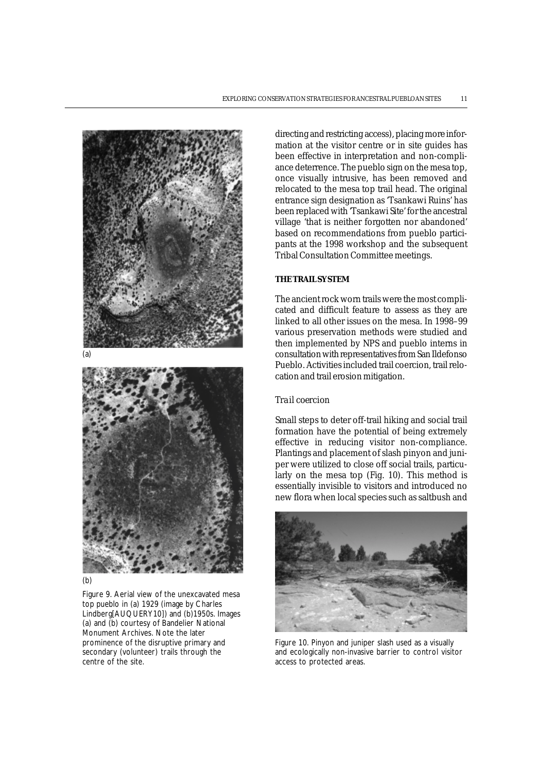(a)

(b)

Figure 9. Aerial view of the unexcavated mesa top pueblo in (a) 1929 (image by Charles Lindberg[AUQUERY10]) and (b)1950s. Images (a) and (b) courtesy of Bandelier National Monument Archives. Note the later prominence of the disruptive primary and secondary (volunteer) trails through the centre of the site.

directing and restricting access), placing more information at the visitor centre or in site guides has been effective in interpretation and non-compliance deterrence. The pueblo sign on the mesa top, once visually intrusive, has been removed and relocated to the mesa top trail head. The original entrance sign designation as 'Tsankawi Ruins' has been replaced with 'Tsankawi Site' for the ancestral village 'that is neither forgotten nor abandoned' based on recommendations from pueblo participants at the 1998 workshop and the subsequent Tribal Consultation Committee meetings.

## THE TRAIL SYSTEM

The ancient rock worn trails were the most complicated and difficult feature to assess as they are linked to all other issues on the mesa. In 1998–99 various preservation methods were studied and then implemented by NPS and pueblo interns in consultation with representatives from San Ildefonso Pueblo. Activities included trail coercion, trail relocation and trail erosion mitigation.

### *Trail coercion*

Small steps to deter off-trail hiking and social trail formation have the potential of being extremely effective in reducing visitor non-compliance. Plantings and placement of slash pinyon and juniper were utilized to close off social trails, particularly on the mesa top (Fig. 10). This method is essentially invisible to visitors and introduced no new flora when local species such as saltbush and

Figure 10. Pinyon and juniper slash used as a visually and ecologically non-invasive barrier to control visitor access to protected areas.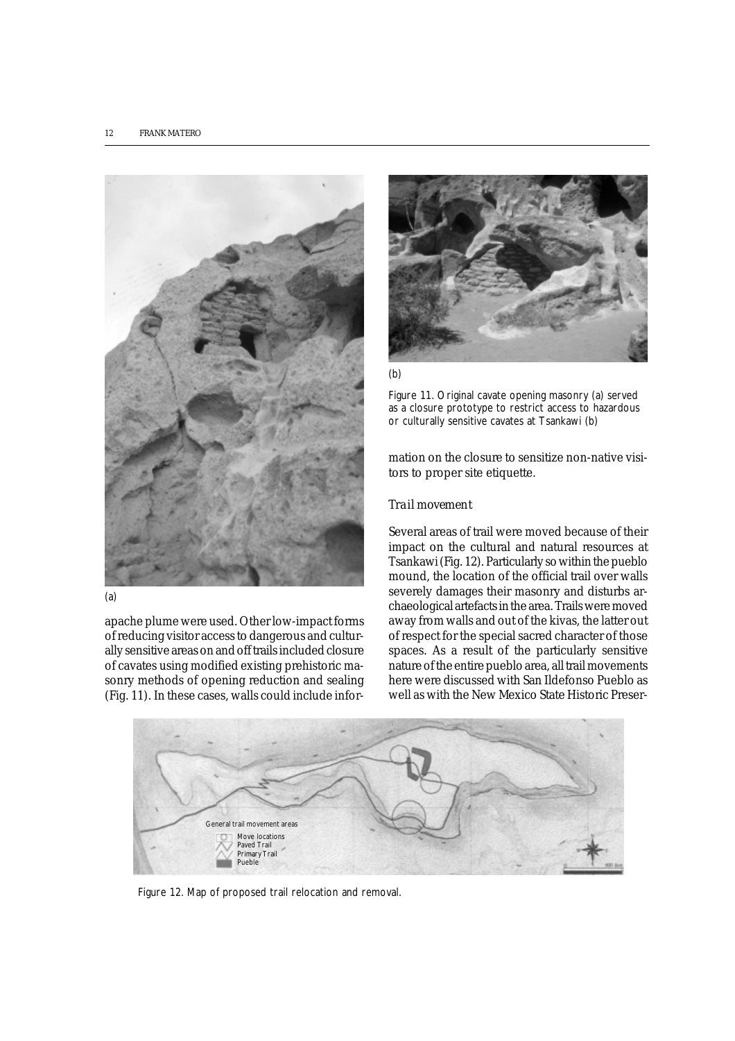(a)

(b)

Figure 11. Original cavate opening masonry (a) served as a closure prototype to restrict access to hazardous or culturally sensitive cavates at Tsankawi (b)

apache plume were used. Other low-impact forms of reducing visitor access to dangerous and culturally sensitive areas on and off trails included closure of cavates using modified existing prehistoric masonry methods of opening reduction and sealing (Fig. 11). In these cases, walls could include information on the closure to sensitize non-native visitors to proper site etiquette.

### *Trail movement*

Several areas of trail were moved because of their impact on the cultural and natural resources at Tsankawi (Fig. 12). Particularly so within the pueblo mound, the location of the official trail over walls severely damages their masonry and disturbs archaeological artefacts in the area. Trails were moved away from walls and out of the kivas, the latter out of respect for the special sacred character of those spaces. As a result of the particularly sensitive nature of the entire pueblo area, all trail movements here were discussed with San Ildefonso Pueblo as well as with the New Mexico State Historic Preser-

General trail movement areas
- Move locations
- Paved Trail
- Primary Trail
- Pueble

Figure 12. Map of proposed trail relocation and removal.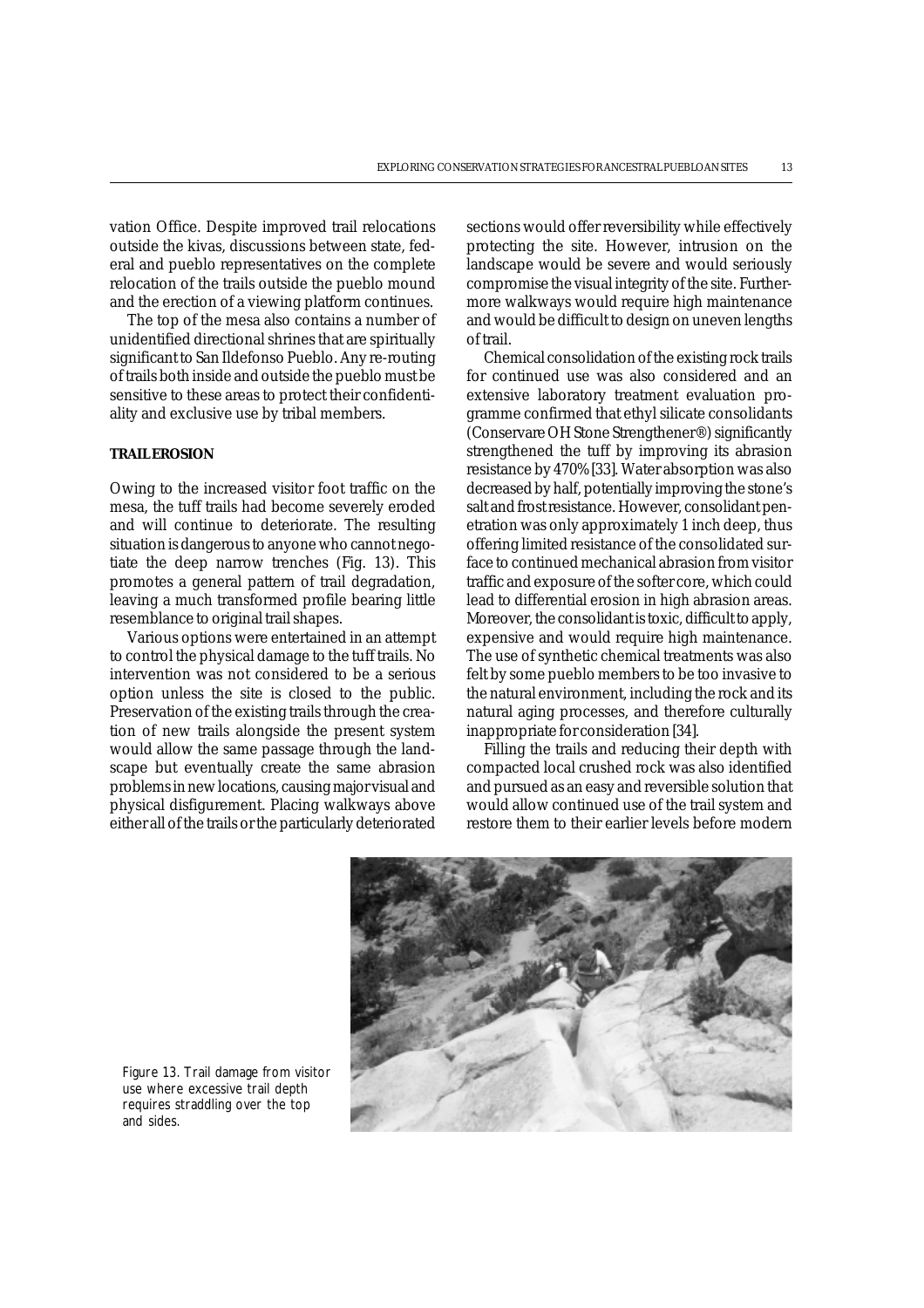vation Office. Despite improved trail relocations outside the kivas, discussions between state, federal and pueblo representatives on the complete relocation of the trails outside the pueblo mound and the erection of a viewing platform continues.

The top of the mesa also contains a number of unidentified directional shrines that are spiritually significant to San Ildefonso Pueblo. Any re-routing of trails both inside and outside the pueblo must be sensitive to these areas to protect their confidentiality and exclusive use by tribal members.

## TRAIL EROSION

Owing to the increased visitor foot traffic on the mesa, the tuff trails had become severely eroded and will continue to deteriorate. The resulting situation is dangerous to anyone who cannot negotiate the deep narrow trenches (Fig. 13). This promotes a general pattern of trail degradation, leaving a much transformed profile bearing little resemblance to original trail shapes.

Various options were entertained in an attempt to control the physical damage to the tuff trails. No intervention was not considered to be a serious option unless the site is closed to the public. Preservation of the existing trails through the creation of new trails alongside the present system would allow the same passage through the landscape but eventually create the same abrasion problems in new locations, causing major visual and physical disfigurement. Placing walkways above either all of the trails or the particularly deteriorated sections would offer reversibility while effectively protecting the site. However, intrusion on the landscape would be severe and would seriously compromise the visual integrity of the site. Furthermore walkways would require high maintenance and would be difficult to design on uneven lengths of trail.

Chemical consolidation of the existing rock trails for continued use was also considered and an extensive laboratory treatment evaluation programme confirmed that ethyl silicate consolidants (Conservare OH Stone Strengthener®) significantly strengthened the tuff by improving its abrasion resistance by 470% [33]. Water absorption was also decreased by half, potentially improving the stone's salt and frost resistance. However, consolidant penetration was only approximately 1 inch deep, thus offering limited resistance of the consolidated surface to continued mechanical abrasion from visitor traffic and exposure of the softer core, which could lead to differential erosion in high abrasion areas. Moreover, the consolidant is toxic, difficult to apply, expensive and would require high maintenance. The use of synthetic chemical treatments was also felt by some pueblo members to be too invasive to the natural environment, including the rock and its natural aging processes, and therefore culturally inappropriate for consideration [34].

Filling the trails and reducing their depth with compacted local crushed rock was also identified and pursued as an easy and reversible solution that would allow continued use of the trail system and restore them to their earlier levels before modern

Figure 13. Trail damage from visitor use where excessive trail depth requires straddling over the top and sides.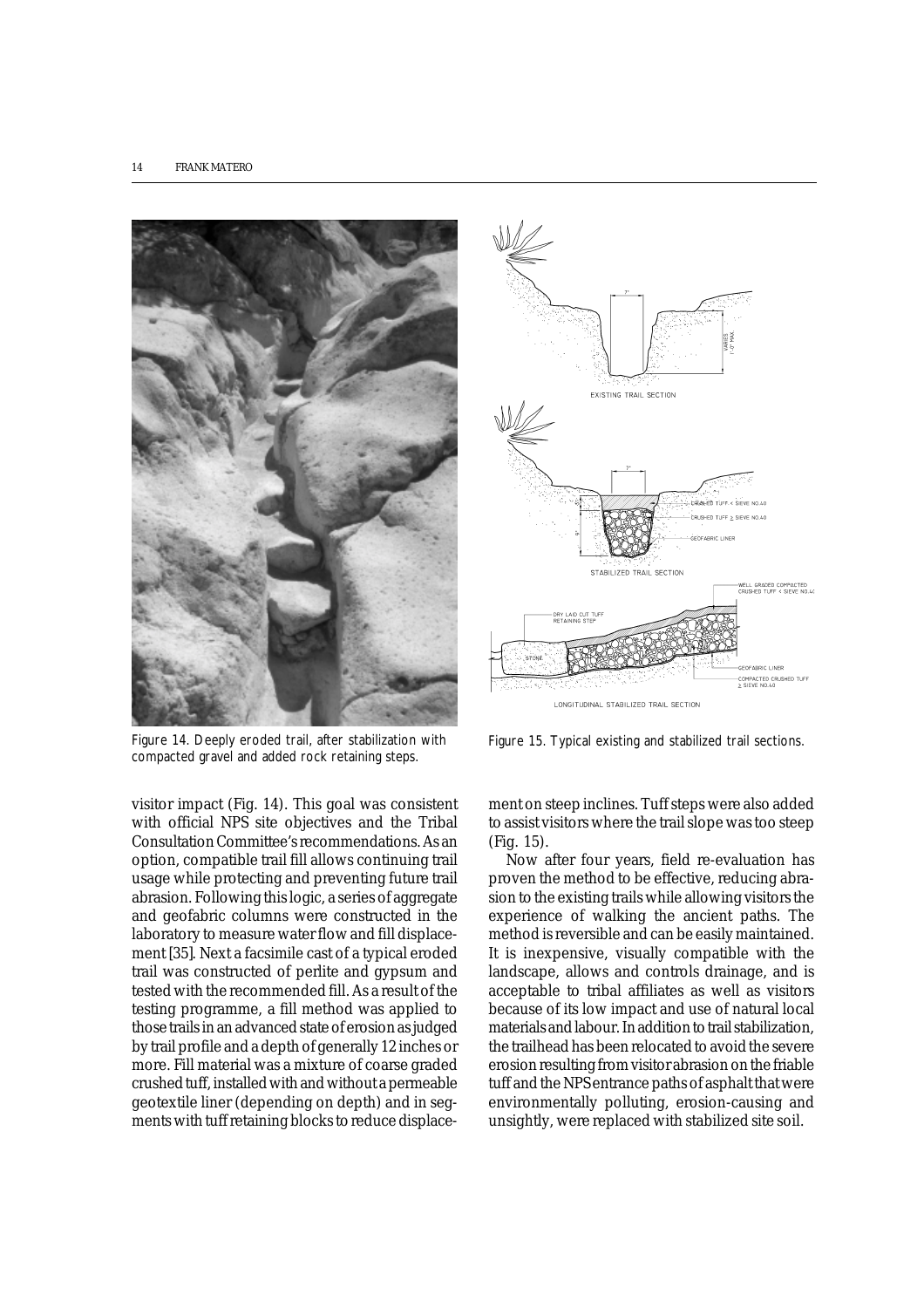Figure 14. Deeply eroded trail, after stabilization with compacted gravel and added rock retaining steps.

Figure 15. Typical existing and stabilized trail sections.

visitor impact (Fig. 14). This goal was consistent with official NPS site objectives and the Tribal Consultation Committee's recommendations. As an option, compatible trail fill allows continuing trail usage while protecting and preventing future trail abrasion. Following this logic, a series of aggregate and geofabric columns were constructed in the laboratory to measure water flow and fill displacement [35]. Next a facsimile cast of a typical eroded trail was constructed of perlite and gypsum and tested with the recommended fill. As a result of the testing programme, a fill method was applied to those trails in an advanced state of erosion as judged by trail profile and a depth of generally 12 inches or more. Fill material was a mixture of coarse graded crushed tuff, installed with and without a permeable geotextile liner (depending on depth) and in segments with tuff retaining blocks to reduce displacement on steep inclines. Tuff steps were also added to assist visitors where the trail slope was too steep (Fig. 15).

Now after four years, field re-evaluation has proven the method to be effective, reducing abrasion to the existing trails while allowing visitors the experience of walking the ancient paths. The method is reversible and can be easily maintained. It is inexpensive, visually compatible with the landscape, allows and controls drainage, and is acceptable to tribal affiliates as well as visitors because of its low impact and use of natural local materials and labour. In addition to trail stabilization, the trailhead has been relocated to avoid the severe erosion resulting from visitor abrasion on the friable tuff and the NPS entrance paths of asphalt that were environmentally polluting, erosion-causing and unsightly, were replaced with stabilized site soil.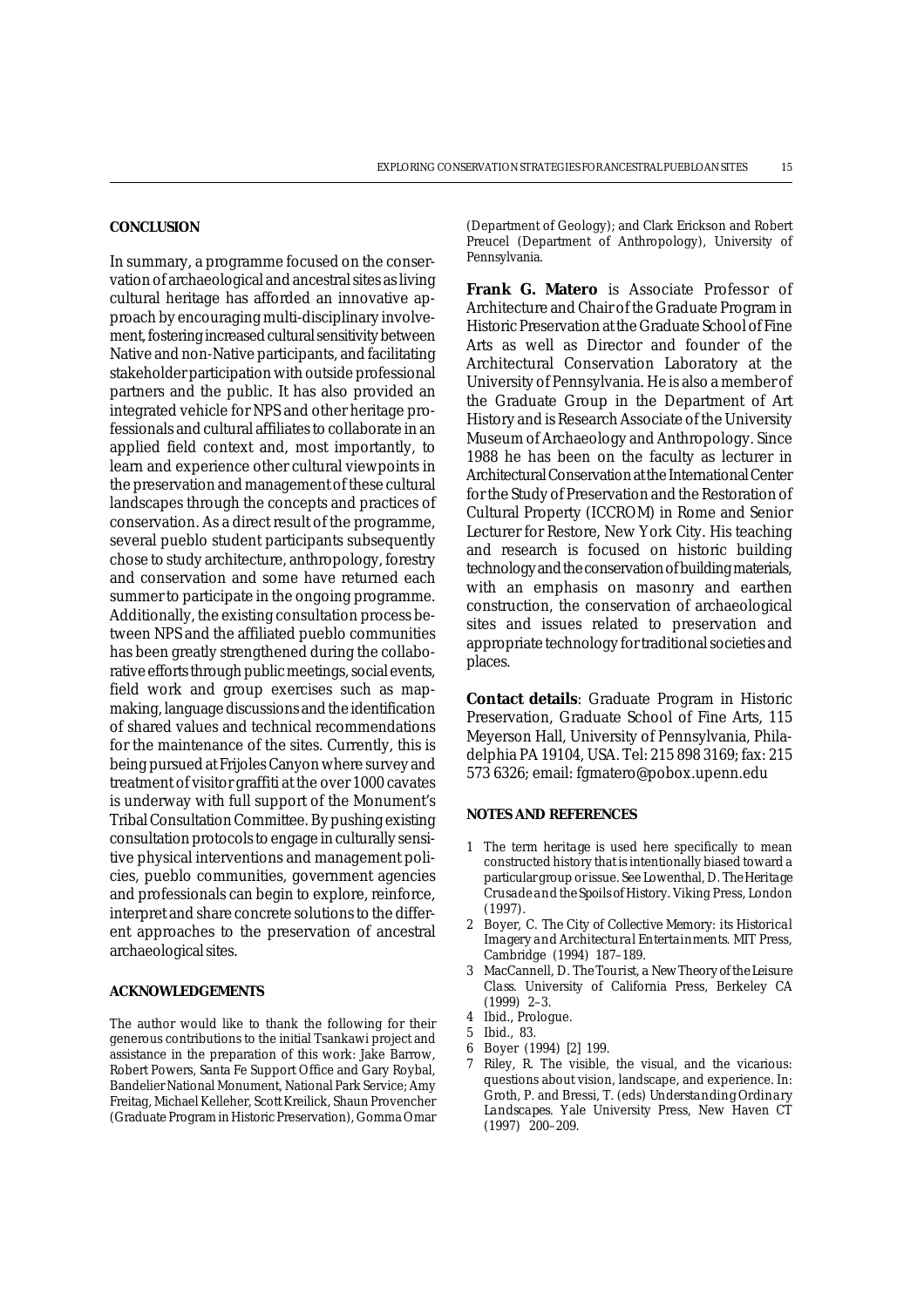## CONCLUSION

In summary, a programme focused on the conservation of archaeological and ancestral sites as living cultural heritage has afforded an innovative approach by encouraging multi-disciplinary involvement, fostering increased cultural sensitivity between Native and non-Native participants, and facilitating stakeholder participation with outside professional partners and the public. It has also provided an integrated vehicle for NPS and other heritage professionals and cultural affiliates to collaborate in an applied field context and, most importantly, to learn and experience other cultural viewpoints in the preservation and management of these cultural landscapes through the concepts and practices of conservation. As a direct result of the programme, several pueblo student participants subsequently chose to study architecture, anthropology, forestry and conservation and some have returned each summer to participate in the ongoing programme. Additionally, the existing consultation process between NPS and the affiliated pueblo communities has been greatly strengthened during the collaborative efforts through public meetings, social events, field work and group exercises such as map-making, language discussions and the identification of shared values and technical recommendations for the maintenance of the sites. Currently, this is being pursued at Frijoles Canyon where survey and treatment of visitor graffiti at the over 1000 cavates is underway with full support of the Monument's Tribal Consultation Committee. By pushing existing consultation protocols to engage in culturally sensitive physical interventions and management policies, pueblo communities, government agencies and professionals can begin to explore, reinforce, interpret and share concrete solutions to the different approaches to the preservation of ancestral archaeological sites.

## ACKNOWLEDGEMENTS

The author would like to thank the following for their generous contributions to the initial Tsankawi project and assistance in the preparation of this work: Jake Barrow, Robert Powers, Santa Fe Support Office and Gary Roybal, Bandelier National Monument, National Park Service; Amy Freitag, Michael Kelleher, Scott Kreilick, Shaun Provencher (Graduate Program in Historic Preservation), Gomma Omar (Department of Geology); and Clark Erickson and Robert Preucel (Department of Anthropology), University of Pennsylvania.

**Frank G. Matero** is Associate Professor of Architecture and Chair of the Graduate Program in Historic Preservation at the Graduate School of Fine Arts as well as Director and founder of the Architectural Conservation Laboratory at the University of Pennsylvania. He is also a member of the Graduate Group in the Department of Art History and is Research Associate of the University Museum of Archaeology and Anthropology. Since 1988 he has been on the faculty as lecturer in Architectural Conservation at the International Center for the Study of Preservation and the Restoration of Cultural Property (ICCROM) in Rome and Senior Lecturer for Restore, New York City. His teaching and research is focused on historic building technology and the conservation of building materials, with an emphasis on masonry and earthen construction, the conservation of archaeological sites and issues related to preservation and appropriate technology for traditional societies and places.

**Contact details**: Graduate Program in Historic Preservation, Graduate School of Fine Arts, 115 Meyerson Hall, University of Pennsylvania, Philadelphia PA 19104, USA. Tel: 215 898 3169; fax: 215 573 6326; email: fgmatero@pobox.upenn.edu

## NOTES AND REFERENCES

1. The term *heritage* is used here specifically to mean constructed history that is intentionally biased toward a particular group or issue. See Lowenthal, D. *The Heritage Crusade and the Spoils of History*. Viking Press, London (1997).
2. Boyer, C. *The City of Collective Memory: its Historical Imagery and Architectural Entertainments*. MIT Press, Cambridge (1994) 187–189.
3. MacCannell, D. *The Tourist, a New Theory of the Leisure Class*. University of California Press, Berkeley CA (1999) 2–3.
4. Ibid., Prologue.
5. Ibid., 83.
6. Boyer (1994) [2] 199.
7. Riley, R. The visible, the visual, and the vicarious: questions about vision, landscape, and experience. In: Groth, P. and Bressi, T. (eds) *Understanding Ordinary Landscapes*. Yale University Press, New Haven CT (1997) 200–209.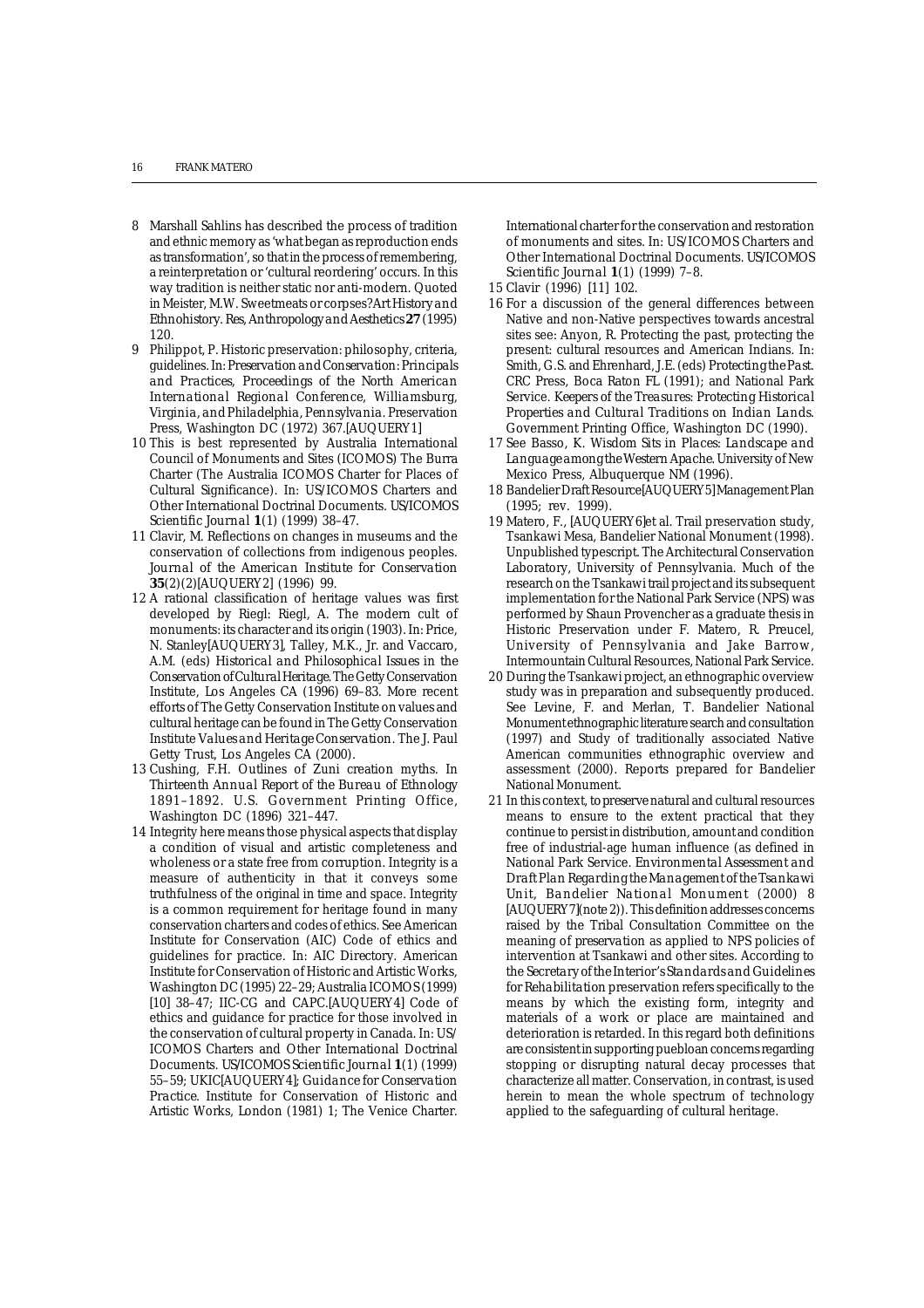8 Marshall Sahlins has described the process of tradition and ethnic memory as 'what began as reproduction ends as transformation', so that in the process of remembering, a reinterpretation or 'cultural reordering' occurs. In this way tradition is neither static nor anti-modern. Quoted in Meister, M.W. Sweetmeats or corpses? Art History and Ethnohistory. *Res, Anthropology and Aesthetics* **27** (1995) 120.

9 Philippot, P. Historic preservation: philosophy, criteria, guidelines. In: *Preservation and Conservation: Principals and Practices, Proceedings of the North American International Regional Conference, Williamsburg, Virginia, and Philadelphia, Pennsylvania*. Preservation Press, Washington DC (1972) 367.[AUQUERY1]

10 This is best represented by Australia International Council of Monuments and Sites (ICOMOS) The Burra Charter (The Australia ICOMOS Charter for Places of Cultural Significance). In: US/ICOMOS Charters and Other International Doctrinal Documents. *US/ICOMOS Scientific Journal* **1**(1) (1999) 38–47.

11 Clavir, M. Reflections on changes in museums and the conservation of collections from indigenous peoples. *Journal of the American Institute for Conservation* **35**(2)(2)[AUQUERY2] (1996) 99.

12 A rational classification of heritage values was first developed by Riegl: Riegl, A. The modern cult of monuments: its character and its origin (1903). In: Price, N. Stanley[AUQUERY3], Talley, M.K., Jr. and Vaccaro, A.M. (eds) *Historical and Philosophical Issues in the Conservation of Cultural Heritage*. The Getty Conservation Institute, Los Angeles CA (1996) 69–83. More recent efforts of The Getty Conservation Institute on values and cultural heritage can be found in The Getty Conservation Institute *Values and Heritage Conservation*. The J. Paul Getty Trust, Los Angeles CA (2000).

13 Cushing, F.H. Outlines of Zuni creation myths. In *Thirteenth Annual Report of the Bureau of Ethnology 1891–1892*. U.S. Government Printing Office, Washington DC (1896) 321–447.

14 Integrity here means those physical aspects that display a condition of visual and artistic completeness and wholeness or a state free from corruption. Integrity is a measure of authenticity in that it conveys some truthfulness of the original in time and space. Integrity is a common requirement for heritage found in many conservation charters and codes of ethics. See American Institute for Conservation (AIC) Code of ethics and guidelines for practice. In: AIC Directory. American Institute for Conservation of Historic and Artistic Works, Washington DC (1995) 22–29; Australia ICOMOS (1999) [10] 38–47; IIC-CG and CAPC.[AUQUERY4] Code of ethics and guidance for practice for those involved in the conservation of cultural property in Canada. In: US/ICOMOS Charters and Other International Doctrinal Documents. *US/ICOMOS Scientific Journal* **1**(1) (1999) 55–59; UKIC[AUQUERY4]; *Guidance for Conservation Practice*. Institute for Conservation of Historic and Artistic Works, London (1981) 1; The Venice Charter. International charter for the conservation and restoration of monuments and sites. In: US/ICOMOS Charters and Other International Doctrinal Documents. *US/ICOMOS Scientific Journal* **1**(1) (1999) 7–8.

15 Clavir (1996) [11] 102.

16 For a discussion of the general differences between Native and non-Native perspectives towards ancestral sites see: Anyon, R. Protecting the past, protecting the present: cultural resources and American Indians. In: Smith, G.S. and Ehrenhard, J.E. (eds) *Protecting the Past*. CRC Press, Boca Raton FL (1991); and National Park Service. *Keepers of the Treasures: Protecting Historical Properties and Cultural Traditions on Indian Lands*. Government Printing Office, Washington DC (1990).

17 See Basso, K. *Wisdom Sits in Places: Landscape and Language among the Western Apache*. University of New Mexico Press, Albuquerque NM (1996).

18 Bandelier Draft Resource[AUQUERY5] Management Plan (1995; rev. 1999).

19 Matero, F., [AUQUERY6]et al. Trail preservation study, Tsankawi Mesa, Bandelier National Monument (1998). Unpublished typescript. The Architectural Conservation Laboratory, University of Pennsylvania. Much of the research on the Tsankawi trail project and its subsequent implementation for the National Park Service (NPS) was performed by Shaun Provencher as a graduate thesis in Historic Preservation under F. Matero, R. Preucel, University of Pennsylvania and Jake Barrow, Intermountain Cultural Resources, National Park Service.

20 During the Tsankawi project, an ethnographic overview study was in preparation and subsequently produced. See Levine, F. and Merlan, T. Bandelier National Monument ethnographic literature search and consultation (1997) and Study of traditionally associated Native American communities ethnographic overview and assessment (2000). Reports prepared for Bandelier National Monument.

21 In this context, to preserve natural and cultural resources means to ensure to the extent practical that they continue to persist in distribution, amount and condition free of industrial-age human influence (as defined in National Park Service. *Environmental Assessment and Draft Plan Regarding the Management of the Tsankawi Unit, Bandelier National Monument* (2000) 8 [AUQUERY7](note 2)). This definition addresses concerns raised by the Tribal Consultation Committee on the meaning of preservation as applied to NPS policies of intervention at Tsankawi and other sites. According to the *Secretary of the Interior's Standards and Guidelines for Rehabilitation* preservation refers specifically to the means by which the existing form, integrity and materials of a work or place are maintained and deterioration is retarded. In this regard both definitions are consistent in supporting puebloan concerns regarding stopping or disrupting natural decay processes that characterize all matter. Conservation, in contrast, is used herein to mean the whole spectrum of technology applied to the safeguarding of cultural heritage.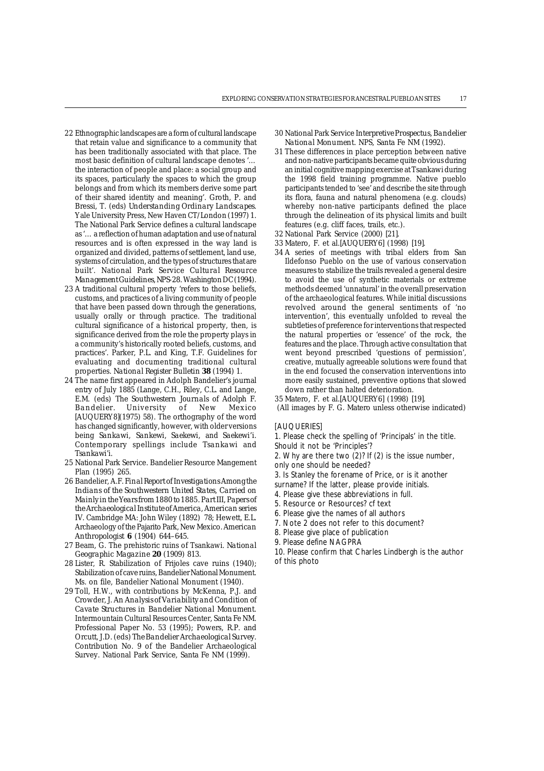22 Ethnographic landscapes are a form of cultural landscape that retain value and significance to a community that has been traditionally associated with that place. The most basic definition of cultural landscape denotes '… the interaction of people and place: a social group and its spaces, particularly the spaces to which the group belongs and from which its members derive some part of their shared identity and meaning'. Groth, P. and Bressi, T. (eds) *Understanding Ordinary Landscapes*. Yale University Press, New Haven CT/London (1997) 1. The National Park Service defines a cultural landscape as '… a reflection of human adaptation and use of natural resources and is often expressed in the way land is organized and divided, patterns of settlement, land use, systems of circulation, and the types of structures that are built'. National Park Service *Cultural Resource Management Guidelines*, NPS-28. Washington DC (1994).

23 A traditional cultural property 'refers to those beliefs, customs, and practices of a living community of people that have been passed down through the generations, usually orally or through practice. The traditional cultural significance of a historical property, then, is significance derived from the role the property plays in a community's historically rooted beliefs, customs, and practices'. Parker, P.L. and King, T.F. Guidelines for evaluating and documenting traditional cultural properties. *National Register Bulletin* **38** (1994) 1.

24 The name first appeared in Adolph Bandelier's journal entry of July 1885 (Lange, C.H., Riley, C.L. and Lange, E.M. (eds) *The Southwestern Journals of Adolph F. Bandelier*. University of New Mexico [AUQUERY8](1975) 58). The orthography of the word has changed significantly, however, with older versions being Sankawi, Sankewi, Saekewi, and Saekewi'i. Contemporary spellings include Tsankawi and Tsankawi'i.

25 National Park Service. Bandelier Resource Mangement Plan (1995) 265.

26 Bandelier, A.F. *Final Report of Investigations Among the Indians of the Southwestern United States, Carried on Mainly in the Years from 1880 to 1885. Part III, Papers of the Archaeological Institute of America*, American series IV. Cambridge MA: John Wiley (1892) 78; Hewett, E.L. Archaeology of the Pajarito Park, New Mexico. *American Anthropologist* **6** (1904) 644–645.

27 Beam, G. The prehistoric ruins of Tsankawi. *National Geographic Magazine* **20** (1909) 813.

28 Lister, R. Stabilization of Frijoles cave ruins (1940); Stabilization of cave ruins, Bandelier National Monument. Ms. on file, Bandelier National Monument (1940).

29 Toll, H.W., with contributions by McKenna, P.J. and Crowder, J. *An Analysis of Variability and Condition of Cavate Structures in Bandelier National Monument*. Intermountain Cultural Resources Center, Santa Fe NM. Professional Paper No. 53 (1995); Powers, R.P. and Orcutt, J.D. (eds) *The Bandelier Archaeological Survey*. Contribution No. 9 of the Bandelier Archaeological Survey. National Park Service, Santa Fe NM (1999).

30 National Park Service Interpretive Prospectus, *Bandelier National Monument*. NPS, Santa Fe NM (1992).

31 These differences in place perception between native and non-native participants became quite obvious during an initial cognitive mapping exercise at Tsankawi during the 1998 field training programme. Native pueblo participants tended to 'see' and describe the site through its flora, fauna and natural phenomena (e.g. clouds) whereby non-native participants defined the place through the delineation of its physical limits and built features (e.g. cliff faces, trails, etc.).

32 National Park Service (2000) [21].

33 Matero, F. et al.[AUQUERY6] (1998) [19].

34 A series of meetings with tribal elders from San Ildefonso Pueblo on the use of various conservation measures to stabilize the trails revealed a general desire to avoid the use of synthetic materials or extreme methods deemed 'unnatural' in the overall preservation of the archaeological features. While initial discussions revolved around the general sentiments of 'no intervention', this eventually unfolded to reveal the subtleties of preference for interventions that respected the natural properties or 'essence' of the rock, the features and the place. Through active consultation that went beyond prescribed 'questions of permission', creative, mutually agreeable solutions were found that in the end focused the conservation interventions into more easily sustained, preventive options that slowed down rather than halted deterioration.

35 Matero, F. et al.[AUQUERY6] (1998) [19].

(All images by F. G. Matero unless otherwise indicated)

[AUQUERIES]

1. Please check the spelling of 'Principals' in the title. Should it not be 'Principles'?
2. Why are there two (2)? If (2) is the issue number, only one should be needed?
3. Is Stanley the forename of Price, or is it another surname? If the latter, please provide initials.
4. Please give these abbreviations in full.
5. Resource or Resources? cf text
6. Please give the names of all authors
7. Note 2 does not refer to this document?
8. Please give place of publication
9. Please define NAGPRA
10. Please confirm that Charles Lindbergh is the author of this photo